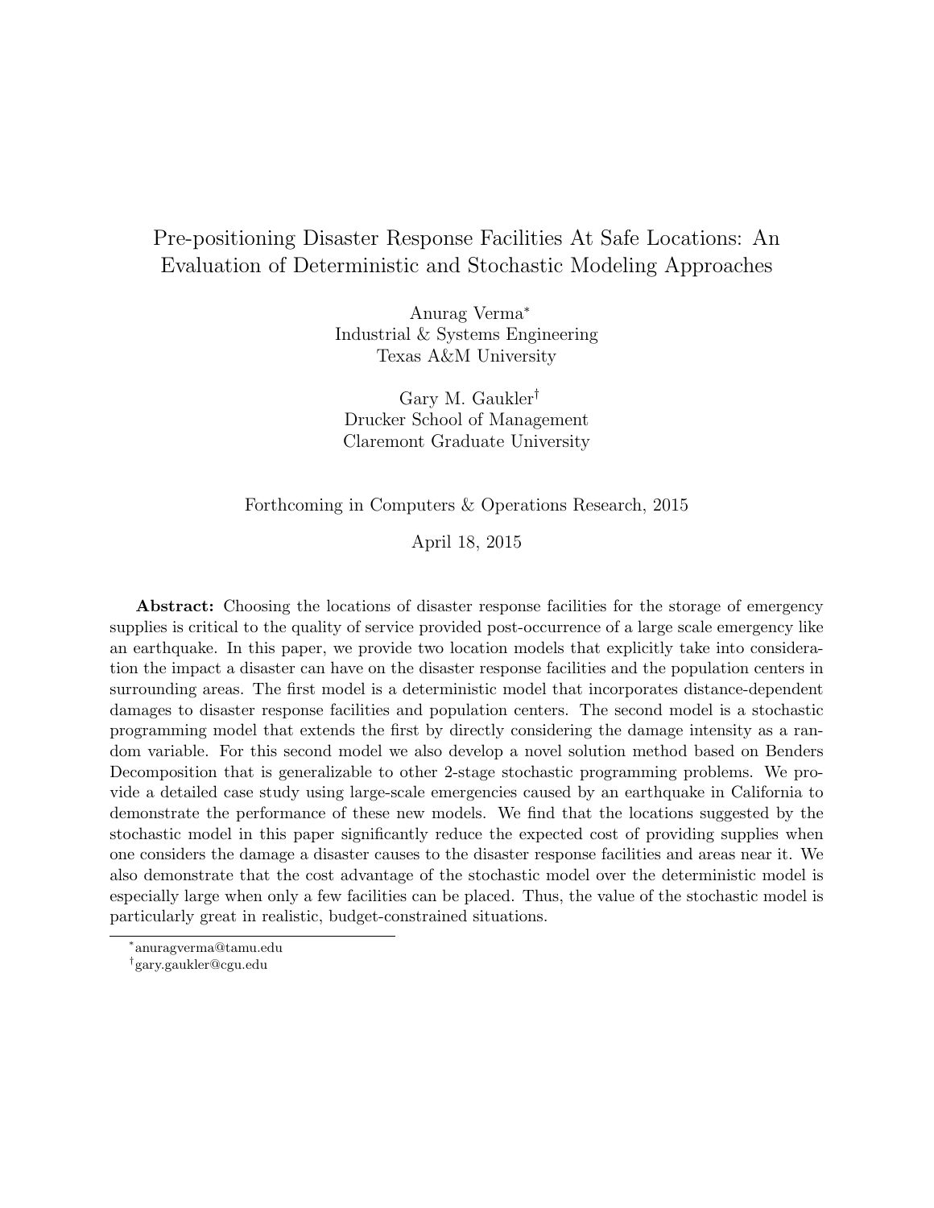# Pre-positioning Disaster Response Facilities At Safe Locations: An Evaluation of Deterministic and Stochastic Modeling Approaches

Anurag Verma[*]
Industrial & Systems Engineering
Texas A&M University

Gary M. Gaukler[†]
Drucker School of Management
Claremont Graduate University

Forthcoming in Computers & Operations Research, 2015

April 18, 2015

**Abstract:** Choosing the locations of disaster response facilities for the storage of emergency supplies is critical to the quality of service provided post-occurrence of a large scale emergency like an earthquake. In this paper, we provide two location models that explicitly take into consideration the impact a disaster can have on the disaster response facilities and the population centers in surrounding areas. The first model is a deterministic model that incorporates distance-dependent damages to disaster response facilities and population centers. The second model is a stochastic programming model that extends the first by directly considering the damage intensity as a random variable. For this second model we also develop a novel solution method based on Benders Decomposition that is generalizable to other 2-stage stochastic programming problems. We provide a detailed case study using large-scale emergencies caused by an earthquake in California to demonstrate the performance of these new models. We find that the locations suggested by the stochastic model in this paper significantly reduce the expected cost of providing supplies when one considers the damage a disaster causes to the disaster response facilities and areas near it. We also demonstrate that the cost advantage of the stochastic model over the deterministic model is especially large when only a few facilities can be placed. Thus, the value of the stochastic model is particularly great in realistic, budget-constrained situations.

---

[*] anuragverma@tamu.edu

[†] gary.gaukler@cgu.edu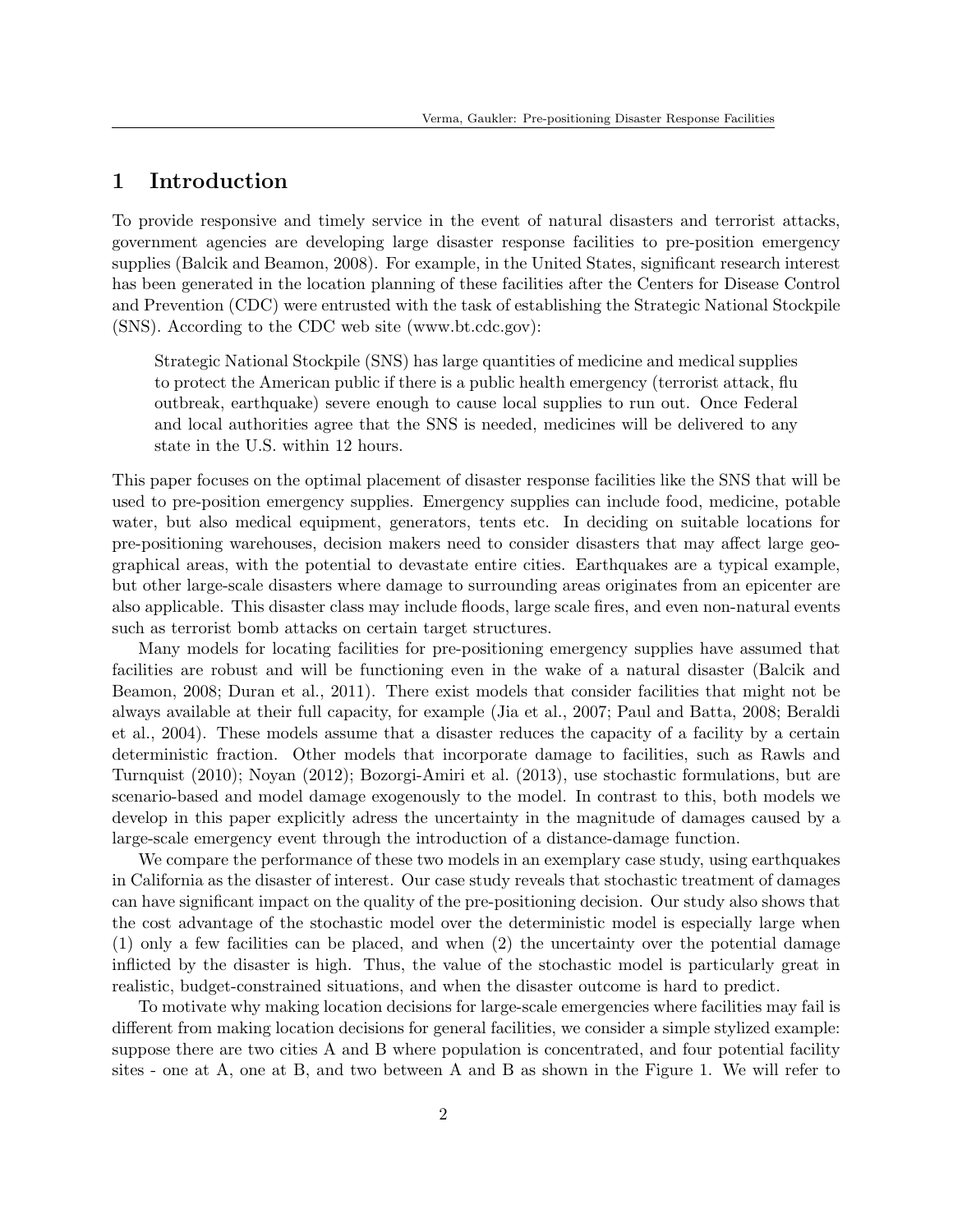# 1 Introduction

To provide responsive and timely service in the event of natural disasters and terrorist attacks, government agencies are developing large disaster response facilities to pre-position emergency supplies (Balcik and Beamon, 2008). For example, in the United States, significant research interest has been generated in the location planning of these facilities after the Centers for Disease Control and Prevention (CDC) were entrusted with the task of establishing the Strategic National Stockpile (SNS). According to the CDC web site (www.bt.cdc.gov):

> Strategic National Stockpile (SNS) has large quantities of medicine and medical supplies to protect the American public if there is a public health emergency (terrorist attack, flu outbreak, earthquake) severe enough to cause local supplies to run out. Once Federal and local authorities agree that the SNS is needed, medicines will be delivered to any state in the U.S. within 12 hours.

This paper focuses on the optimal placement of disaster response facilities like the SNS that will be used to pre-position emergency supplies. Emergency supplies can include food, medicine, potable water, but also medical equipment, generators, tents etc. In deciding on suitable locations for pre-positioning warehouses, decision makers need to consider disasters that may affect large geographical areas, with the potential to devastate entire cities. Earthquakes are a typical example, but other large-scale disasters where damage to surrounding areas originates from an epicenter are also applicable. This disaster class may include floods, large scale fires, and even non-natural events such as terrorist bomb attacks on certain target structures.

Many models for locating facilities for pre-positioning emergency supplies have assumed that facilities are robust and will be functioning even in the wake of a natural disaster (Balcik and Beamon, 2008; Duran et al., 2011). There exist models that consider facilities that might not be always available at their full capacity, for example (Jia et al., 2007; Paul and Batta, 2008; Beraldi et al., 2004). These models assume that a disaster reduces the capacity of a facility by a certain deterministic fraction. Other models that incorporate damage to facilities, such as Rawls and Turnquist (2010); Noyan (2012); Bozorgi-Amiri et al. (2013), use stochastic formulations, but are scenario-based and model damage exogenously to the model. In contrast to this, both models we develop in this paper explicitly adress the uncertainty in the magnitude of damages caused by a large-scale emergency event through the introduction of a distance-damage function.

We compare the performance of these two models in an exemplary case study, using earthquakes in California as the disaster of interest. Our case study reveals that stochastic treatment of damages can have significant impact on the quality of the pre-positioning decision. Our study also shows that the cost advantage of the stochastic model over the deterministic model is especially large when (1) only a few facilities can be placed, and when (2) the uncertainty over the potential damage inflicted by the disaster is high. Thus, the value of the stochastic model is particularly great in realistic, budget-constrained situations, and when the disaster outcome is hard to predict.

To motivate why making location decisions for large-scale emergencies where facilities may fail is different from making location decisions for general facilities, we consider a simple stylized example: suppose there are two cities A and B where population is concentrated, and four potential facility sites - one at A, one at B, and two between A and B as shown in the Figure 1. We will refer to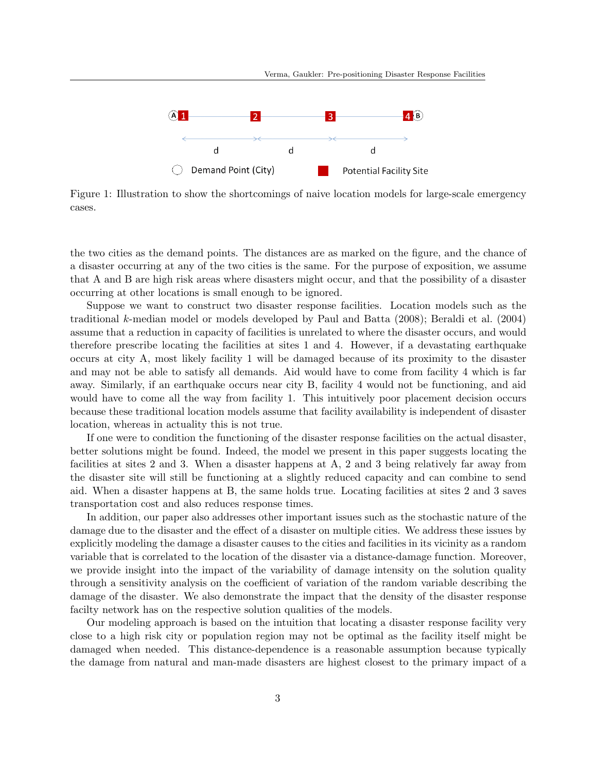Figure 1: Illustration to show the shortcomings of naive location models for large-scale emergency cases.

the two cities as the demand points. The distances are as marked on the figure, and the chance of a disaster occurring at any of the two cities is the same. For the purpose of exposition, we assume that A and B are high risk areas where disasters might occur, and that the possibility of a disaster occurring at other locations is small enough to be ignored.

Suppose we want to construct two disaster response facilities. Location models such as the traditional $k$-median model or models developed by Paul and Batta (2008); Beraldi et al. (2004) assume that a reduction in capacity of facilities is unrelated to where the disaster occurs, and would therefore prescribe locating the facilities at sites 1 and 4. However, if a devastating earthquake occurs at city A, most likely facility 1 will be damaged because of its proximity to the disaster and may not be able to satisfy all demands. Aid would have to come from facility 4 which is far away. Similarly, if an earthquake occurs near city B, facility 4 would not be functioning, and aid would have to come all the way from facility 1. This intuitively poor placement decision occurs because these traditional location models assume that facility availability is independent of disaster location, whereas in actuality this is not true.

If one were to condition the functioning of the disaster response facilities on the actual disaster, better solutions might be found. Indeed, the model we present in this paper suggests locating the facilities at sites 2 and 3. When a disaster happens at A, 2 and 3 being relatively far away from the disaster site will still be functioning at a slightly reduced capacity and can combine to send aid. When a disaster happens at B, the same holds true. Locating facilities at sites 2 and 3 saves transportation cost and also reduces response times.

In addition, our paper also addresses other important issues such as the stochastic nature of the damage due to the disaster and the effect of a disaster on multiple cities. We address these issues by explicitly modeling the damage a disaster causes to the cities and facilities in its vicinity as a random variable that is correlated to the location of the disaster via a distance-damage function. Moreover, we provide insight into the impact of the variability of damage intensity on the solution quality through a sensitivity analysis on the coefficient of variation of the random variable describing the damage of the disaster. We also demonstrate the impact that the density of the disaster response facilty network has on the respective solution qualities of the models.

Our modeling approach is based on the intuition that locating a disaster response facility very close to a high risk city or population region may not be optimal as the facility itself might be damaged when needed. This distance-dependence is a reasonable assumption because typically the damage from natural and man-made disasters are highest closest to the primary impact of a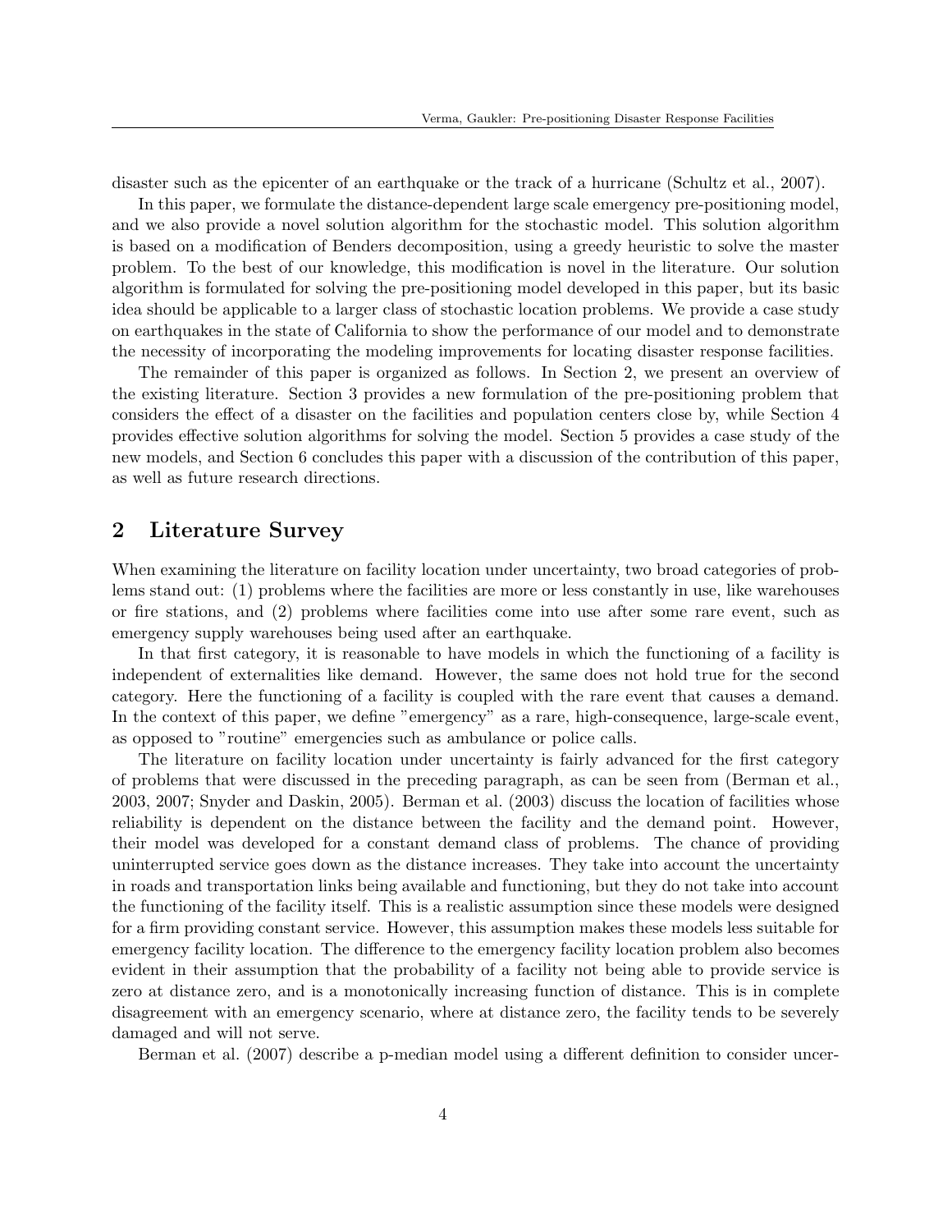disaster such as the epicenter of an earthquake or the track of a hurricane (Schultz et al., 2007).

In this paper, we formulate the distance-dependent large scale emergency pre-positioning model, and we also provide a novel solution algorithm for the stochastic model. This solution algorithm is based on a modification of Benders decomposition, using a greedy heuristic to solve the master problem. To the best of our knowledge, this modification is novel in the literature. Our solution algorithm is formulated for solving the pre-positioning model developed in this paper, but its basic idea should be applicable to a larger class of stochastic location problems. We provide a case study on earthquakes in the state of California to show the performance of our model and to demonstrate the necessity of incorporating the modeling improvements for locating disaster response facilities.

The remainder of this paper is organized as follows. In Section 2, we present an overview of the existing literature. Section 3 provides a new formulation of the pre-positioning problem that considers the effect of a disaster on the facilities and population centers close by, while Section 4 provides effective solution algorithms for solving the model. Section 5 provides a case study of the new models, and Section 6 concludes this paper with a discussion of the contribution of this paper, as well as future research directions.

## 2 Literature Survey

When examining the literature on facility location under uncertainty, two broad categories of problems stand out: (1) problems where the facilities are more or less constantly in use, like warehouses or fire stations, and (2) problems where facilities come into use after some rare event, such as emergency supply warehouses being used after an earthquake.

In that first category, it is reasonable to have models in which the functioning of a facility is independent of externalities like demand. However, the same does not hold true for the second category. Here the functioning of a facility is coupled with the rare event that causes a demand. In the context of this paper, we define "emergency" as a rare, high-consequence, large-scale event, as opposed to "routine" emergencies such as ambulance or police calls.

The literature on facility location under uncertainty is fairly advanced for the first category of problems that were discussed in the preceding paragraph, as can be seen from (Berman et al., 2003, 2007; Snyder and Daskin, 2005). Berman et al. (2003) discuss the location of facilities whose reliability is dependent on the distance between the facility and the demand point. However, their model was developed for a constant demand class of problems. The chance of providing uninterrupted service goes down as the distance increases. They take into account the uncertainty in roads and transportation links being available and functioning, but they do not take into account the functioning of the facility itself. This is a realistic assumption since these models were designed for a firm providing constant service. However, this assumption makes these models less suitable for emergency facility location. The difference to the emergency facility location problem also becomes evident in their assumption that the probability of a facility not being able to provide service is zero at distance zero, and is a monotonically increasing function of distance. This is in complete disagreement with an emergency scenario, where at distance zero, the facility tends to be severely damaged and will not serve.

Berman et al. (2007) describe a p-median model using a different definition to consider uncer-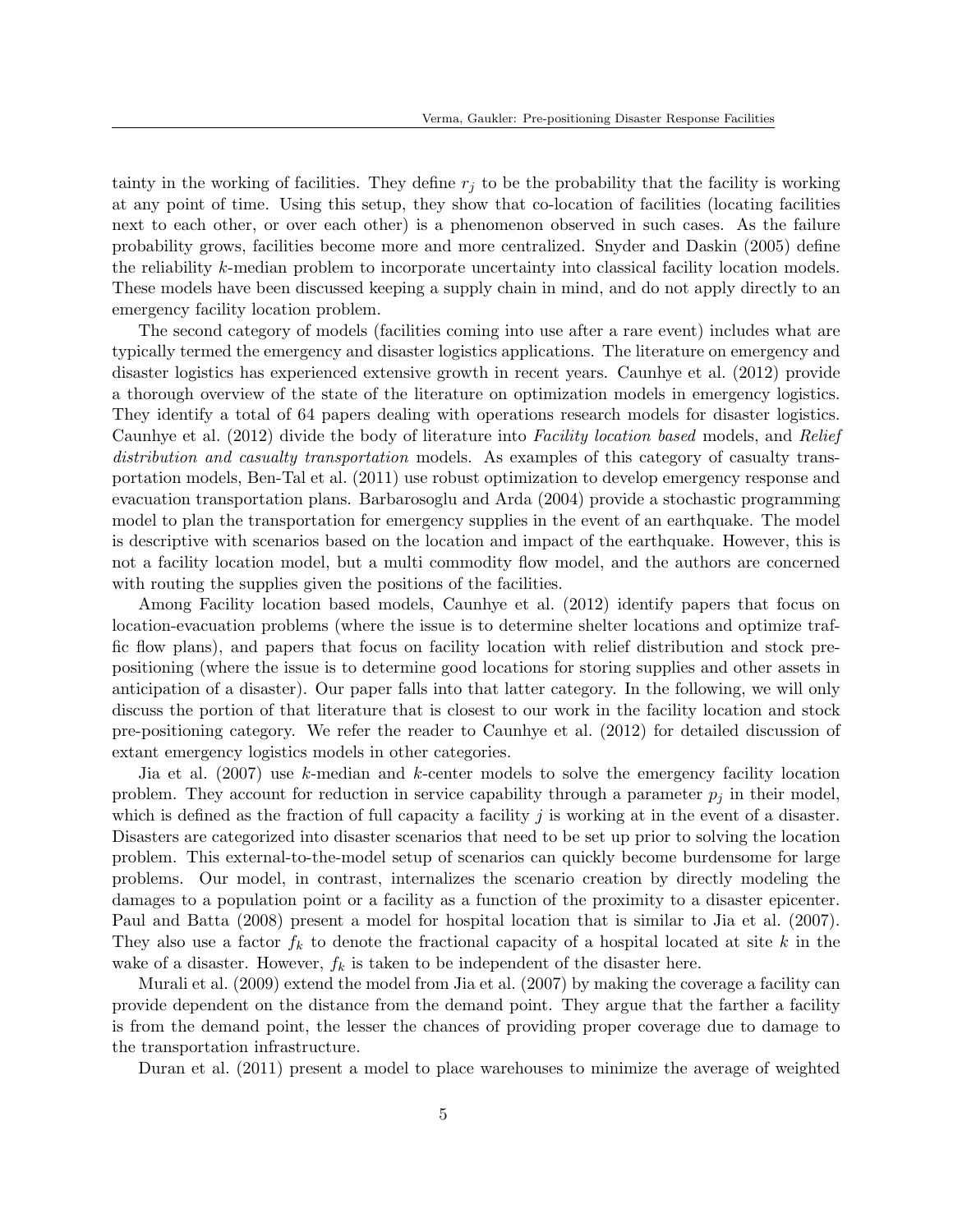tainty in the working of facilities. They define $r_j$ to be the probability that the facility is working at any point of time. Using this setup, they show that co-location of facilities (locating facilities next to each other, or over each other) is a phenomenon observed in such cases. As the failure probability grows, facilities become more and more centralized. Snyder and Daskin (2005) define the reliability $k$-median problem to incorporate uncertainty into classical facility location models. These models have been discussed keeping a supply chain in mind, and do not apply directly to an emergency facility location problem.

The second category of models (facilities coming into use after a rare event) includes what are typically termed the emergency and disaster logistics applications. The literature on emergency and disaster logistics has experienced extensive growth in recent years. Caunhye et al. (2012) provide a thorough overview of the state of the literature on optimization models in emergency logistics. They identify a total of 64 papers dealing with operations research models for disaster logistics. Caunhye et al. (2012) divide the body of literature into *Facility location based* models, and *Relief distribution and casualty transportation* models. As examples of this category of casualty transportation models, Ben-Tal et al. (2011) use robust optimization to develop emergency response and evacuation transportation plans. Barbarosoglu and Arda (2004) provide a stochastic programming model to plan the transportation for emergency supplies in the event of an earthquake. The model is descriptive with scenarios based on the location and impact of the earthquake. However, this is not a facility location model, but a multi commodity flow model, and the authors are concerned with routing the supplies given the positions of the facilities.

Among Facility location based models, Caunhye et al. (2012) identify papers that focus on location-evacuation problems (where the issue is to determine shelter locations and optimize traffic flow plans), and papers that focus on facility location with relief distribution and stock prepositioning (where the issue is to determine good locations for storing supplies and other assets in anticipation of a disaster). Our paper falls into that latter category. In the following, we will only discuss the portion of that literature that is closest to our work in the facility location and stock pre-positioning category. We refer the reader to Caunhye et al. (2012) for detailed discussion of extant emergency logistics models in other categories.

Jia et al. (2007) use $k$-median and $k$-center models to solve the emergency facility location problem. They account for reduction in service capability through a parameter $p_j$ in their model, which is defined as the fraction of full capacity a facility $j$ is working at in the event of a disaster. Disasters are categorized into disaster scenarios that need to be set up prior to solving the location problem. This external-to-the-model setup of scenarios can quickly become burdensome for large problems. Our model, in contrast, internalizes the scenario creation by directly modeling the damages to a population point or a facility as a function of the proximity to a disaster epicenter. Paul and Batta (2008) present a model for hospital location that is similar to Jia et al. (2007). They also use a factor $f_k$ to denote the fractional capacity of a hospital located at site $k$ in the wake of a disaster. However, $f_k$ is taken to be independent of the disaster here.

Murali et al. (2009) extend the model from Jia et al. (2007) by making the coverage a facility can provide dependent on the distance from the demand point. They argue that the farther a facility is from the demand point, the lesser the chances of providing proper coverage due to damage to the transportation infrastructure.

Duran et al. (2011) present a model to place warehouses to minimize the average of weighted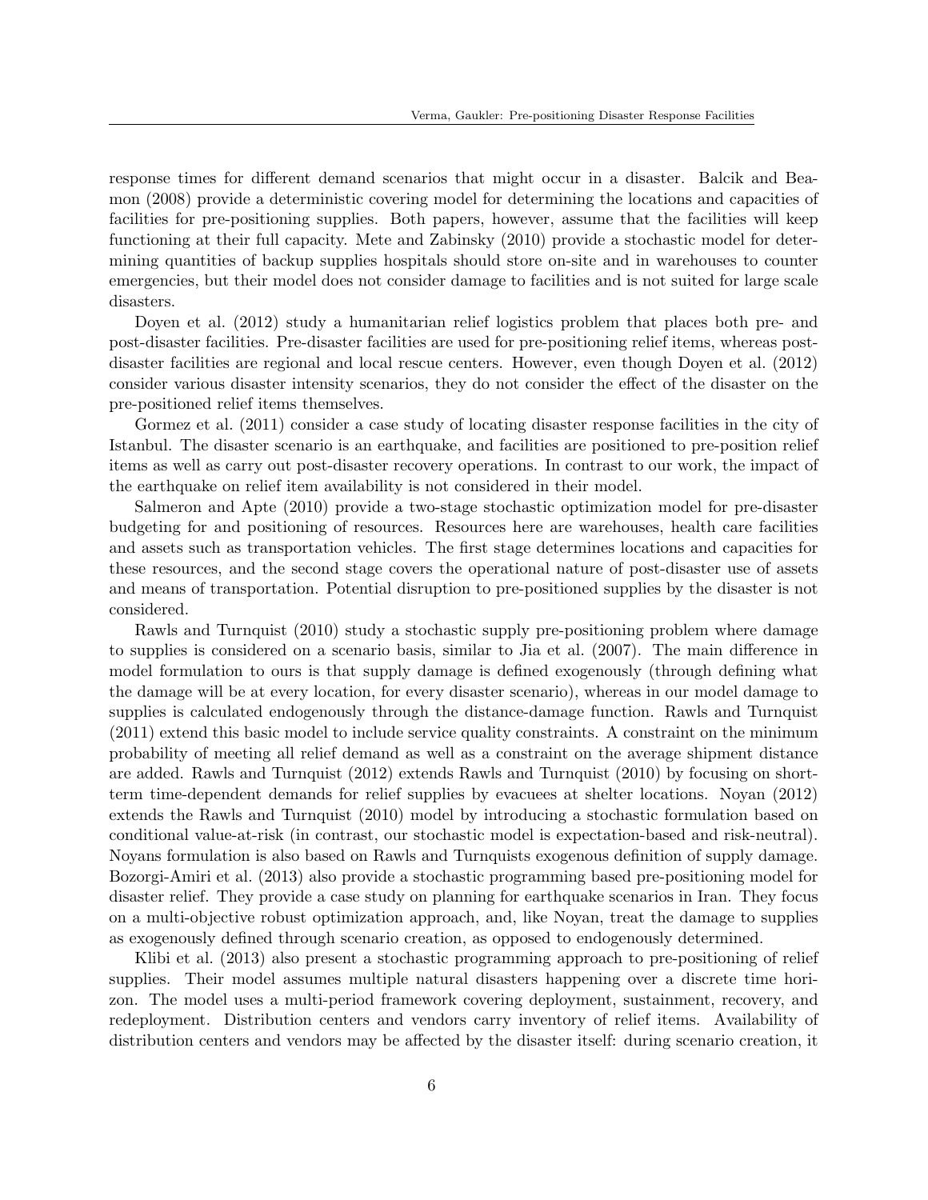response times for different demand scenarios that might occur in a disaster. Balcik and Beamon (2008) provide a deterministic covering model for determining the locations and capacities of facilities for pre-positioning supplies. Both papers, however, assume that the facilities will keep functioning at their full capacity. Mete and Zabinsky (2010) provide a stochastic model for determining quantities of backup supplies hospitals should store on-site and in warehouses to counter emergencies, but their model does not consider damage to facilities and is not suited for large scale disasters.

Doyen et al. (2012) study a humanitarian relief logistics problem that places both pre- and post-disaster facilities. Pre-disaster facilities are used for pre-positioning relief items, whereas post-disaster facilities are regional and local rescue centers. However, even though Doyen et al. (2012) consider various disaster intensity scenarios, they do not consider the effect of the disaster on the pre-positioned relief items themselves.

Gormez et al. (2011) consider a case study of locating disaster response facilities in the city of Istanbul. The disaster scenario is an earthquake, and facilities are positioned to pre-position relief items as well as carry out post-disaster recovery operations. In contrast to our work, the impact of the earthquake on relief item availability is not considered in their model.

Salmeron and Apte (2010) provide a two-stage stochastic optimization model for pre-disaster budgeting for and positioning of resources. Resources here are warehouses, health care facilities and assets such as transportation vehicles. The first stage determines locations and capacities for these resources, and the second stage covers the operational nature of post-disaster use of assets and means of transportation. Potential disruption to pre-positioned supplies by the disaster is not considered.

Rawls and Turnquist (2010) study a stochastic supply pre-positioning problem where damage to supplies is considered on a scenario basis, similar to Jia et al. (2007). The main difference in model formulation to ours is that supply damage is defined exogenously (through defining what the damage will be at every location, for every disaster scenario), whereas in our model damage to supplies is calculated endogenously through the distance-damage function. Rawls and Turnquist (2011) extend this basic model to include service quality constraints. A constraint on the minimum probability of meeting all relief demand as well as a constraint on the average shipment distance are added. Rawls and Turnquist (2012) extends Rawls and Turnquist (2010) by focusing on short-term time-dependent demands for relief supplies by evacuees at shelter locations. Noyan (2012) extends the Rawls and Turnquist (2010) model by introducing a stochastic formulation based on conditional value-at-risk (in contrast, our stochastic model is expectation-based and risk-neutral). Noyans formulation is also based on Rawls and Turnquists exogenous definition of supply damage. Bozorgi-Amiri et al. (2013) also provide a stochastic programming based pre-positioning model for disaster relief. They provide a case study on planning for earthquake scenarios in Iran. They focus on a multi-objective robust optimization approach, and, like Noyan, treat the damage to supplies as exogenously defined through scenario creation, as opposed to endogenously determined.

Klibi et al. (2013) also present a stochastic programming approach to pre-positioning of relief supplies. Their model assumes multiple natural disasters happening over a discrete time horizon. The model uses a multi-period framework covering deployment, sustainment, recovery, and redeployment. Distribution centers and vendors carry inventory of relief items. Availability of distribution centers and vendors may be affected by the disaster itself: during scenario creation, it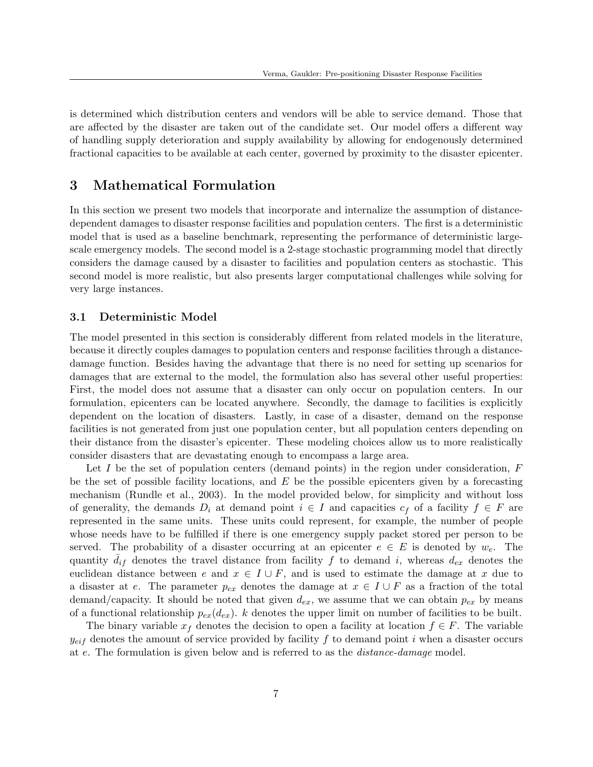is determined which distribution centers and vendors will be able to service demand. Those that are affected by the disaster are taken out of the candidate set. Our model offers a different way of handling supply deterioration and supply availability by allowing for endogenously determined fractional capacities to be available at each center, governed by proximity to the disaster epicenter.

## 3 Mathematical Formulation

In this section we present two models that incorporate and internalize the assumption of distance-dependent damages to disaster response facilities and population centers. The first is a deterministic model that is used as a baseline benchmark, representing the performance of deterministic large-scale emergency models. The second model is a 2-stage stochastic programming model that directly considers the damage caused by a disaster to facilities and population centers as stochastic. This second model is more realistic, but also presents larger computational challenges while solving for very large instances.

### 3.1 Deterministic Model

The model presented in this section is considerably different from related models in the literature, because it directly couples damages to population centers and response facilities through a distance-damage function. Besides having the advantage that there is no need for setting up scenarios for damages that are external to the model, the formulation also has several other useful properties: First, the model does not assume that a disaster can only occur on population centers. In our formulation, epicenters can be located anywhere. Secondly, the damage to facilities is explicitly dependent on the location of disasters. Lastly, in case of a disaster, demand on the response facilities is not generated from just one population center, but all population centers depending on their distance from the disaster's epicenter. These modeling choices allow us to more realistically consider disasters that are devastating enough to encompass a large area.

Let $I$ be the set of population centers (demand points) in the region under consideration, $F$ be the set of possible facility locations, and $E$ be the possible epicenters given by a forecasting mechanism (Rundle et al., 2003). In the model provided below, for simplicity and without loss of generality, the demands $D_i$ at demand point $i \in I$ and capacities $c_f$ of a facility $f \in F$ are represented in the same units. These units could represent, for example, the number of people whose needs have to be fulfilled if there is one emergency supply packet stored per person to be served. The probability of a disaster occurring at an epicenter $e \in E$ is denoted by $w_e$. The quantity $\bar{d}_{if}$ denotes the travel distance from facility $f$ to demand $i$, whereas $d_{ex}$ denotes the euclidean distance between $e$ and $x \in I \cup F$, and is used to estimate the damage at $x$ due to a disaster at $e$. The parameter $p_{ex}$ denotes the damage at $x \in I \cup F$ as a fraction of the total demand/capacity. It should be noted that given $d_{ex}$, we assume that we can obtain $p_{ex}$ by means of a functional relationship $p_{ex}(d_{ex})$. $k$ denotes the upper limit on number of facilities to be built.

The binary variable $x_f$ denotes the decision to open a facility at location $f \in F$. The variable $y_{eif}$ denotes the amount of service provided by facility $f$ to demand point $i$ when a disaster occurs at $e$. The formulation is given below and is referred to as the *distance-damage* model.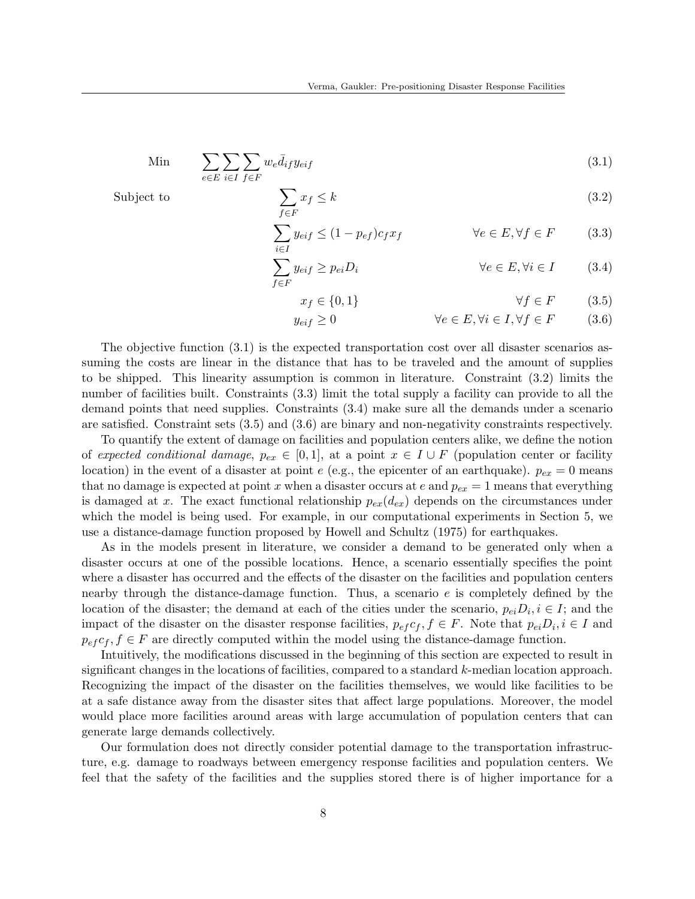$$
\text{Min} \quad \sum_{e \in E} \sum_{i \in I} \sum_{f \in F} w_e \bar{d}_{if} y_{eif} \tag{3.1}
$$

$$
\text{Subject to} \quad \sum_{f \in F} x_f \leq k \tag{3.2}
$$

$$
\sum_{i \in I} y_{eif} \leq (1 - p_{ef}) c_f x_f \qquad \forall e \in E, \forall f \in F \tag{3.3}
$$

$$
\sum_{f \in F} y_{eif} \geq p_{ei} D_i \qquad \forall e \in E, \forall i \in I \tag{3.4}
$$

$$
x_f \in \{0, 1\} \qquad \forall f \in F \tag{3.5}
$$

$$
y_{eif} \geq 0 \qquad \forall e \in E, \forall i \in I, \forall f \in F \tag{3.6}
$$

The objective function (3.1) is the expected transportation cost over all disaster scenarios assuming the costs are linear in the distance that has to be traveled and the amount of supplies to be shipped. This linearity assumption is common in literature. Constraint (3.2) limits the number of facilities built. Constraints (3.3) limit the total supply a facility can provide to all the demand points that need supplies. Constraints (3.4) make sure all the demands under a scenario are satisfied. Constraint sets (3.5) and (3.6) are binary and non-negativity constraints respectively.

To quantify the extent of damage on facilities and population centers alike, we define the notion of *expected conditional damage*, $p_{ex} \in [0, 1]$, at a point $x \in I \cup F$ (population center or facility location) in the event of a disaster at point $e$ (e.g., the epicenter of an earthquake). $p_{ex} = 0$ means that no damage is expected at point $x$ when a disaster occurs at $e$ and $p_{ex} = 1$ means that everything is damaged at $x$. The exact functional relationship $p_{ex}(d_{ex})$ depends on the circumstances under which the model is being used. For example, in our computational experiments in Section 5, we use a distance-damage function proposed by Howell and Schultz (1975) for earthquakes.

As in the models present in literature, we consider a demand to be generated only when a disaster occurs at one of the possible locations. Hence, a scenario essentially specifies the point where a disaster has occurred and the effects of the disaster on the facilities and population centers nearby through the distance-damage function. Thus, a scenario $e$ is completely defined by the location of the disaster; the demand at each of the cities under the scenario, $p_{ei}D_i, i \in I$; and the impact of the disaster on the disaster response facilities, $p_{ef}c_f, f \in F$. Note that $p_{ei}D_i, i \in I$ and $p_{ef}c_f, f \in F$ are directly computed within the model using the distance-damage function.

Intuitively, the modifications discussed in the beginning of this section are expected to result in significant changes in the locations of facilities, compared to a standard $k$-median location approach. Recognizing the impact of the disaster on the facilities themselves, we would like facilities to be at a safe distance away from the disaster sites that affect large populations. Moreover, the model would place more facilities around areas with large accumulation of population centers that can generate large demands collectively.

Our formulation does not directly consider potential damage to the transportation infrastructure, e.g. damage to roadways between emergency response facilities and population centers. We feel that the safety of the facilities and the supplies stored there is of higher importance for a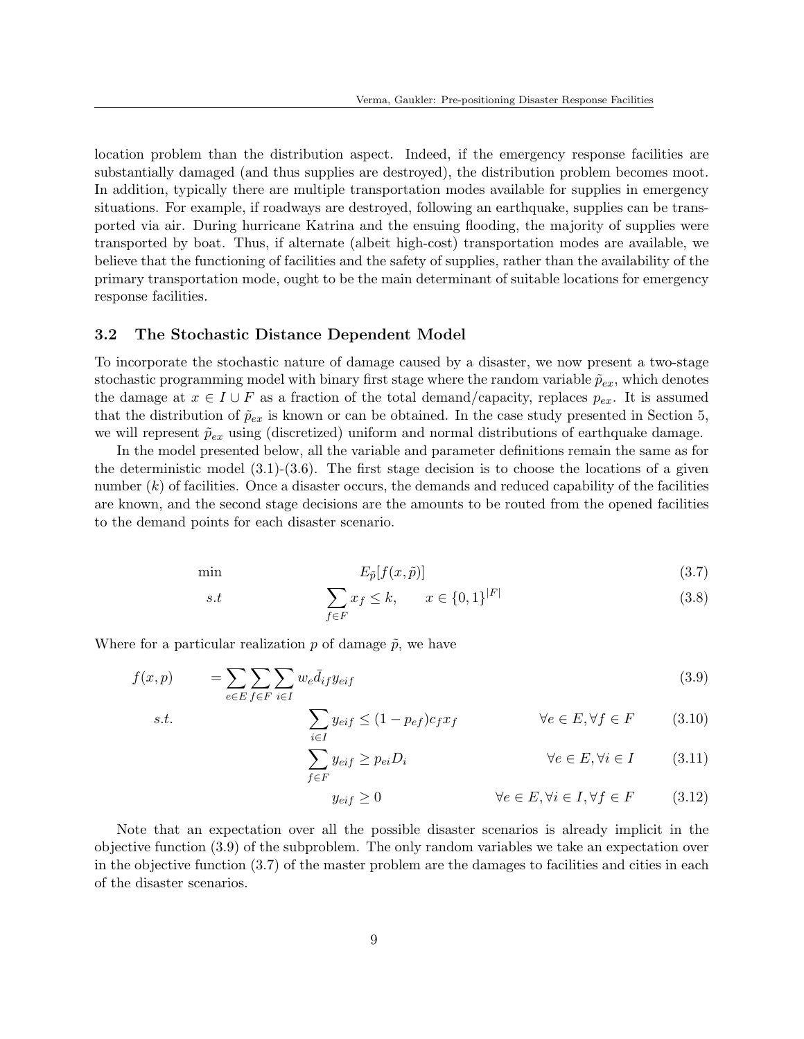location problem than the distribution aspect. Indeed, if the emergency response facilities are substantially damaged (and thus supplies are destroyed), the distribution problem becomes moot. In addition, typically there are multiple transportation modes available for supplies in emergency situations. For example, if roadways are destroyed, following an earthquake, supplies can be transported via air. During hurricane Katrina and the ensuing flooding, the majority of supplies were transported by boat. Thus, if alternate (albeit high-cost) transportation modes are available, we believe that the functioning of facilities and the safety of supplies, rather than the availability of the primary transportation mode, ought to be the main determinant of suitable locations for emergency response facilities.

### 3.2 The Stochastic Distance Dependent Model

To incorporate the stochastic nature of damage caused by a disaster, we now present a two-stage stochastic programming model with binary first stage where the random variable $\tilde{p}_{ex}$, which denotes the damage at $x \in I \cup F$ as a fraction of the total demand/capacity, replaces $p_{ex}$. It is assumed that the distribution of $\tilde{p}_{ex}$ is known or can be obtained. In the case study presented in Section 5, we will represent $\tilde{p}_{ex}$ using (discretized) uniform and normal distributions of earthquake damage.

In the model presented below, all the variable and parameter definitions remain the same as for the deterministic model (3.1)-(3.6). The first stage decision is to choose the locations of a given number ($k$) of facilities. Once a disaster occurs, the demands and reduced capability of the facilities are known, and the second stage decisions are the amounts to be routed from the opened facilities to the demand points for each disaster scenario.

$$\min \qquad E_{\tilde{p}}[f(x, \tilde{p})] \tag{3.7}$$

$$s.t \qquad \sum_{f \in F} x_f \leq k, \qquad x \in \{0,1\}^{|F|} \tag{3.8}$$

Where for a particular realization $p$ of damage $\tilde{p}$, we have

$$f(x,p) = \sum_{e \in E} \sum_{f \in F} \sum_{i \in I} w_e \bar{d}_{if} y_{eif} \tag{3.9}$$

$$s.t. \qquad \sum_{i \in I} y_{eif} \leq (1 - p_{ef}) c_f x_f \qquad \forall e \in E, \forall f \in F \tag{3.10}$$

$$\sum_{f \in F} y_{eif} \geq p_{ei} D_i \qquad \forall e \in E, \forall i \in I \tag{3.11}$$

$$y_{eif} \geq 0 \qquad \forall e \in E, \forall i \in I, \forall f \in F \tag{3.12}$$

Note that an expectation over all the possible disaster scenarios is already implicit in the objective function (3.9) of the subproblem. The only random variables we take an expectation over in the objective function (3.7) of the master problem are the damages to facilities and cities in each of the disaster scenarios.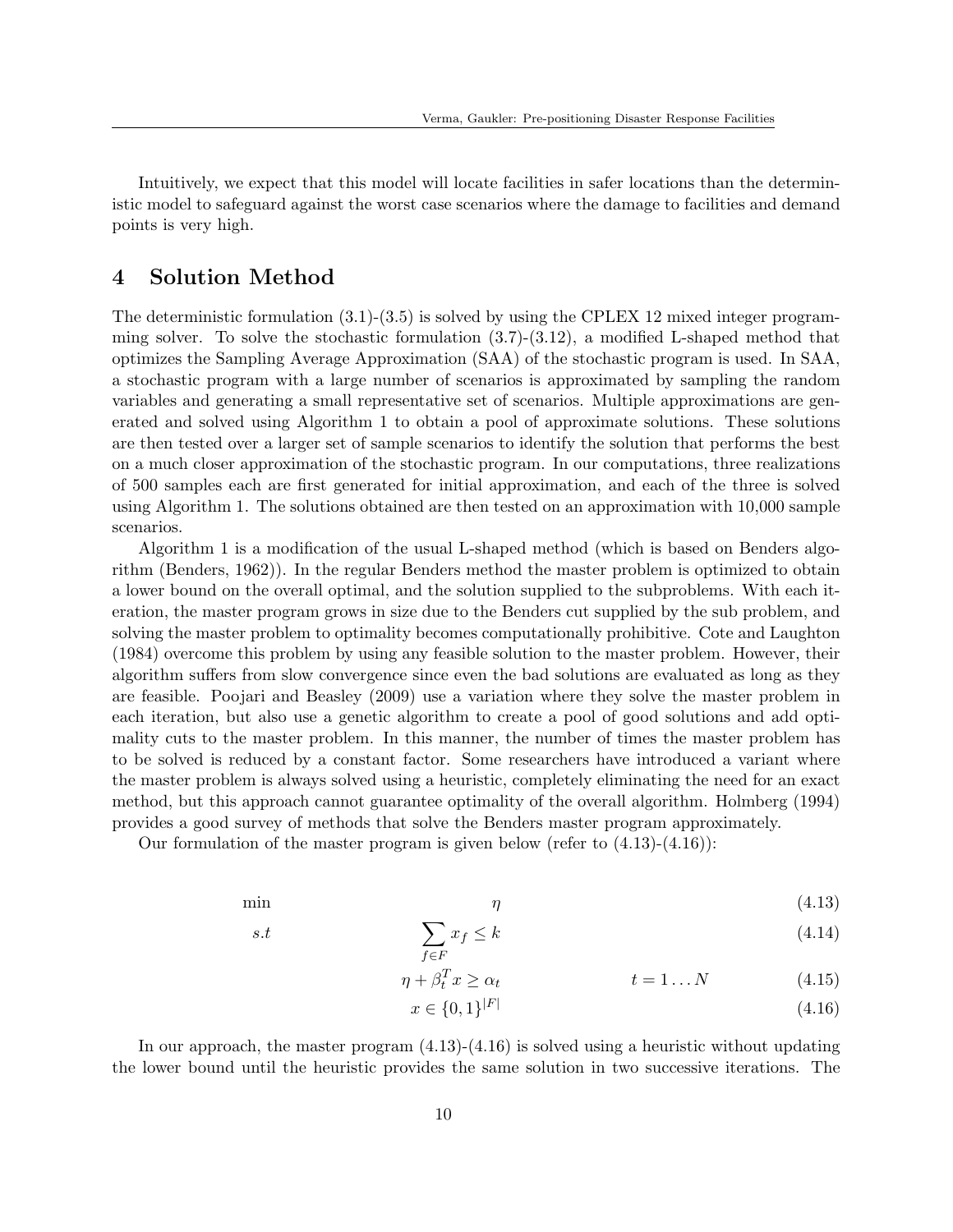Intuitively, we expect that this model will locate facilities in safer locations than the deterministic model to safeguard against the worst case scenarios where the damage to facilities and demand points is very high.

# 4 Solution Method

The deterministic formulation (3.1)-(3.5) is solved by using the CPLEX 12 mixed integer programming solver. To solve the stochastic formulation (3.7)-(3.12), a modified L-shaped method that optimizes the Sampling Average Approximation (SAA) of the stochastic program is used. In SAA, a stochastic program with a large number of scenarios is approximated by sampling the random variables and generating a small representative set of scenarios. Multiple approximations are generated and solved using Algorithm 1 to obtain a pool of approximate solutions. These solutions are then tested over a larger set of sample scenarios to identify the solution that performs the best on a much closer approximation of the stochastic program. In our computations, three realizations of 500 samples each are first generated for initial approximation, and each of the three is solved using Algorithm 1. The solutions obtained are then tested on an approximation with 10,000 sample scenarios.

Algorithm 1 is a modification of the usual L-shaped method (which is based on Benders algorithm (Benders, 1962)). In the regular Benders method the master problem is optimized to obtain a lower bound on the overall optimal, and the solution supplied to the subproblems. With each iteration, the master program grows in size due to the Benders cut supplied by the sub problem, and solving the master problem to optimality becomes computationally prohibitive. Cote and Laughton (1984) overcome this problem by using any feasible solution to the master problem. However, their algorithm suffers from slow convergence since even the bad solutions are evaluated as long as they are feasible. Poojari and Beasley (2009) use a variation where they solve the master problem in each iteration, but also use a genetic algorithm to create a pool of good solutions and add optimality cuts to the master problem. In this manner, the number of times the master problem has to be solved is reduced by a constant factor. Some researchers have introduced a variant where the master problem is always solved using a heuristic, completely eliminating the need for an exact method, but this approach cannot guarantee optimality of the overall algorithm. Holmberg (1994) provides a good survey of methods that solve the Benders master program approximately.

Our formulation of the master program is given below (refer to (4.13)-(4.16)):

$$\min \quad \eta \tag{4.13}$$

$$s.t \quad \sum_{f \in F} x_f \leq k \tag{4.14}$$

$$\eta + \beta_t^T x \geq \alpha_t \qquad t = 1 \dots N \tag{4.15}$$

$$x \in \{0,1\}^{|F|} \tag{4.16}$$

In our approach, the master program (4.13)-(4.16) is solved using a heuristic without updating the lower bound until the heuristic provides the same solution in two successive iterations. The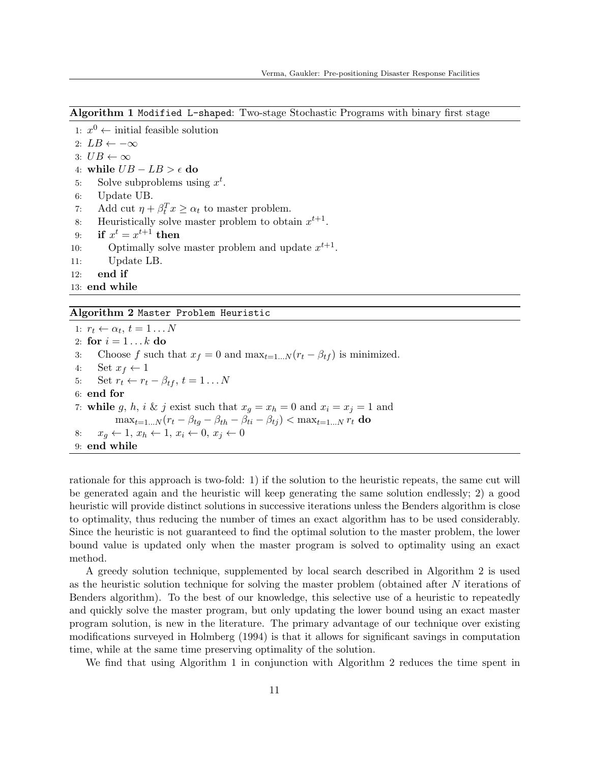**Algorithm 1** `Modified L-shaped`: Two-stage Stochastic Programs with binary first stage

```
1:  x^0 ← initial feasible solution
2:  LB ← −∞
3:  UB ← ∞
4:  while UB − LB > ϵ do
5:      Solve subproblems using x^t.
6:      Update UB.
7:      Add cut η + β_t^T x ≥ α_t to master problem.
8:      Heuristically solve master problem to obtain x^{t+1}.
9:      if x^t = x^{t+1} then
10:         Optimally solve master problem and update x^{t+1}.
11:         Update LB.
12:     end if
13: end while
```

**Algorithm 2** `Master Problem Heuristic`

```
1: r_t ← α_t, t = 1...N
2: for i = 1...k do
3:     Choose f such that x_f = 0 and max_{t=1...N}(r_t − β_tf) is minimized.
4:     Set x_f ← 1
5:     Set r_t ← r_t − β_tf, t = 1...N
6: end for
7: while g, h, i & j exist such that x_g = x_h = 0 and x_i = x_j = 1 and
         max_{t=1...N}(r_t − β_tg − β_th − β_ti − β_tj) < max_{t=1...N} r_t do
8:     x_g ← 1, x_h ← 1, x_i ← 0, x_j ← 0
9: end while
```

rationale for this approach is two-fold: 1) if the solution to the heuristic repeats, the same cut will be generated again and the heuristic will keep generating the same solution endlessly; 2) a good heuristic will provide distinct solutions in successive iterations unless the Benders algorithm is close to optimality, thus reducing the number of times an exact algorithm has to be used considerably. Since the heuristic is not guaranteed to find the optimal solution to the master problem, the lower bound value is updated only when the master program is solved to optimality using an exact method.

A greedy solution technique, supplemented by local search described in Algorithm 2 is used as the heuristic solution technique for solving the master problem (obtained after $N$ iterations of Benders algorithm). To the best of our knowledge, this selective use of a heuristic to repeatedly and quickly solve the master program, but only updating the lower bound using an exact master program solution, is new in the literature. The primary advantage of our technique over existing modifications surveyed in Holmberg (1994) is that it allows for significant savings in computation time, while at the same time preserving optimality of the solution.

We find that using Algorithm 1 in conjunction with Algorithm 2 reduces the time spent in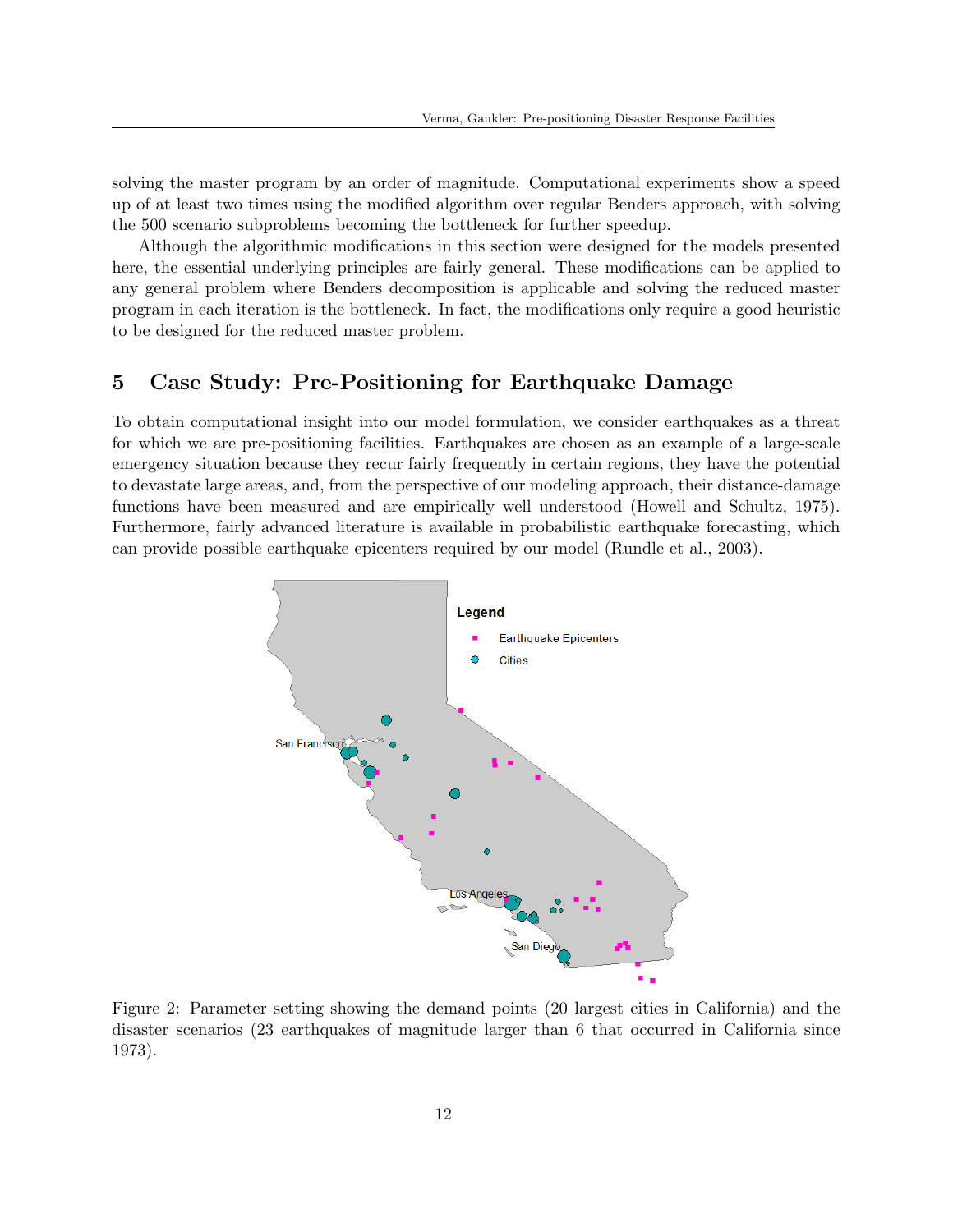solving the master program by an order of magnitude. Computational experiments show a speed up of at least two times using the modified algorithm over regular Benders approach, with solving the 500 scenario subproblems becoming the bottleneck for further speedup.

Although the algorithmic modifications in this section were designed for the models presented here, the essential underlying principles are fairly general. These modifications can be applied to any general problem where Benders decomposition is applicable and solving the reduced master program in each iteration is the bottleneck. In fact, the modifications only require a good heuristic to be designed for the reduced master problem.

## 5 Case Study: Pre-Positioning for Earthquake Damage

To obtain computational insight into our model formulation, we consider earthquakes as a threat for which we are pre-positioning facilities. Earthquakes are chosen as an example of a large-scale emergency situation because they recur fairly frequently in certain regions, they have the potential to devastate large areas, and, from the perspective of our modeling approach, their distance-damage functions have been measured and are empirically well understood (Howell and Schultz, 1975). Furthermore, fairly advanced literature is available in probabilistic earthquake forecasting, which can provide possible earthquake epicenters required by our model (Rundle et al., 2003).

Figure 2: Parameter setting showing the demand points (20 largest cities in California) and the disaster scenarios (23 earthquakes of magnitude larger than 6 that occurred in California since 1973).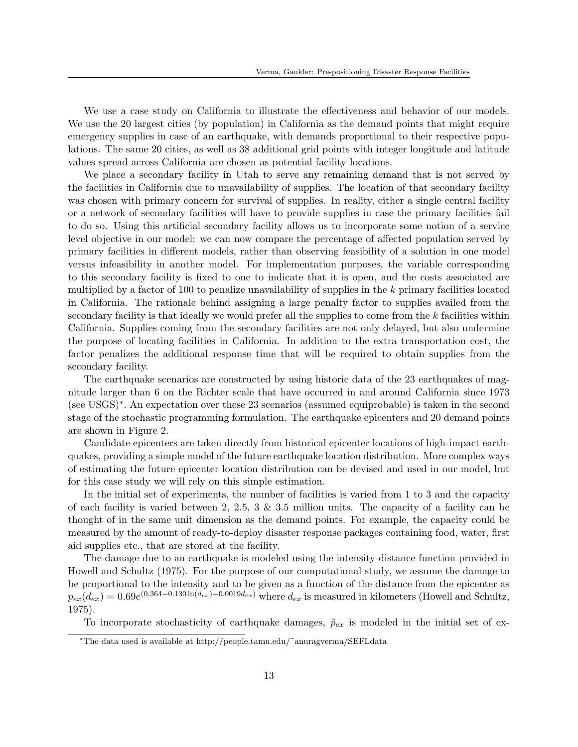We use a case study on California to illustrate the effectiveness and behavior of our models. We use the 20 largest cities (by population) in California as the demand points that might require emergency supplies in case of an earthquake, with demands proportional to their respective populations. The same 20 cities, as well as 38 additional grid points with integer longitude and latitude values spread across California are chosen as potential facility locations.

We place a secondary facility in Utah to serve any remaining demand that is not served by the facilities in California due to unavailability of supplies. The location of that secondary facility was chosen with primary concern for survival of supplies. In reality, either a single central facility or a network of secondary facilities will have to provide supplies in case the primary facilities fail to do so. Using this artificial secondary facility allows us to incorporate some notion of a service level objective in our model: we can now compare the percentage of affected population served by primary facilities in different models, rather than observing feasibility of a solution in one model versus infeasibility in another model. For implementation purposes, the variable corresponding to this secondary facility is fixed to one to indicate that it is open, and the costs associated are multiplied by a factor of 100 to penalize unavailability of supplies in the $k$ primary facilities located in California. The rationale behind assigning a large penalty factor to supplies availed from the secondary facility is that ideally we would prefer all the supplies to come from the $k$ facilities within California. Supplies coming from the secondary facilities are not only delayed, but also undermine the purpose of locating facilities in California. In addition to the extra transportation cost, the factor penalizes the additional response time that will be required to obtain supplies from the secondary facility.

The earthquake scenarios are constructed by using historic data of the 23 earthquakes of magnitude larger than 6 on the Richter scale that have occurred in and around California since 1973 (see USGS)*. An expectation over these 23 scenarios (assumed equiprobable) is taken in the second stage of the stochastic programming formulation. The earthquake epicenters and 20 demand points are shown in Figure 2.

Candidate epicenters are taken directly from historical epicenter locations of high-impact earthquakes, providing a simple model of the future earthquake location distribution. More complex ways of estimating the future epicenter location distribution can be devised and used in our model, but for this case study we will rely on this simple estimation.

In the initial set of experiments, the number of facilities is varied from 1 to 3 and the capacity of each facility is varied between 2, 2.5, 3 & 3.5 million units. The capacity of a facility can be thought of in the same unit dimension as the demand points. For example, the capacity could be measured by the amount of ready-to-deploy disaster response packages containing food, water, first aid supplies etc., that are stored at the facility.

The damage due to an earthquake is modeled using the intensity-distance function provided in Howell and Schultz (1975). For the purpose of our computational study, we assume the damage to be proportional to the intensity and to be given as a function of the distance from the epicenter as $p_{ex}(d_{ex}) = 0.69e^{(0.364-0.130\ln(d_{ex})-0.0019d_{ex})}$ where $d_{ex}$ is measured in kilometers (Howell and Schultz, 1975).

To incorporate stochasticity of earthquake damages, $\tilde{p}_{ex}$ is modeled in the initial set of ex-

*The data used is available at http://people.tamu.edu/~anuragverma/SEFLdata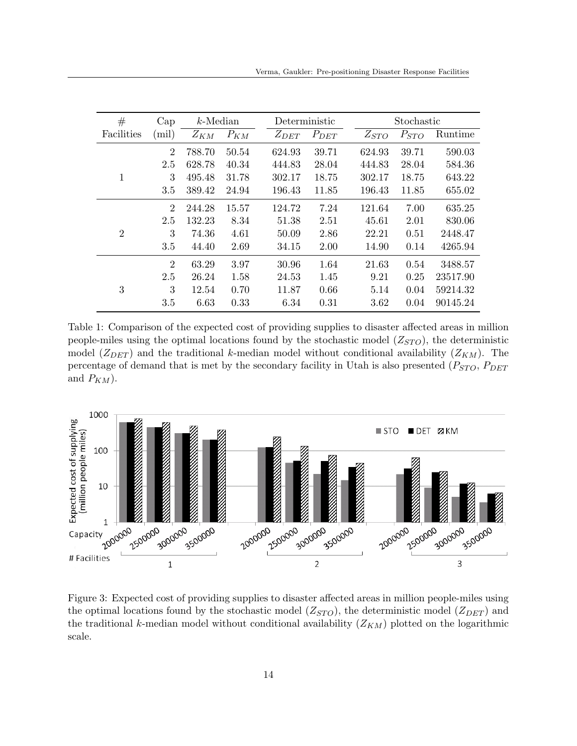| # Facilities | Cap (mil) | $k$-Median | | Deterministic | | Stochastic | | |
|---|---|---|---|---|---|---|---|---|
| | | $Z_{KM}$ | $P_{KM}$ | $Z_{DET}$ | $P_{DET}$ | $Z_{STO}$ | $P_{STO}$ | Runtime |
| 1 | 2 | 788.70 | 50.54 | 624.93 | 39.71 | 624.93 | 39.71 | 590.03 |
| | 2.5 | 628.78 | 40.34 | 444.83 | 28.04 | 444.83 | 28.04 | 584.36 |
| | 3 | 495.48 | 31.78 | 302.17 | 18.75 | 302.17 | 18.75 | 643.22 |
| | 3.5 | 389.42 | 24.94 | 196.43 | 11.85 | 196.43 | 11.85 | 655.02 |
| 2 | 2 | 244.28 | 15.57 | 124.72 | 7.24 | 121.64 | 7.00 | 635.25 |
| | 2.5 | 132.23 | 8.34 | 51.38 | 2.51 | 45.61 | 2.01 | 830.06 |
| | 3 | 74.36 | 4.61 | 50.09 | 2.86 | 22.21 | 0.51 | 2448.47 |
| | 3.5 | 44.40 | 2.69 | 34.15 | 2.00 | 14.90 | 0.14 | 4265.94 |
| 3 | 2 | 63.29 | 3.97 | 30.96 | 1.64 | 21.63 | 0.54 | 3488.57 |
| | 2.5 | 26.24 | 1.58 | 24.53 | 1.45 | 9.21 | 0.25 | 23517.90 |
| | 3 | 12.54 | 0.70 | 11.87 | 0.66 | 5.14 | 0.04 | 59214.32 |
| | 3.5 | 6.63 | 0.33 | 6.34 | 0.31 | 3.62 | 0.04 | 90145.24 |

Table 1: Comparison of the expected cost of providing supplies to disaster affected areas in million people-miles using the optimal locations found by the stochastic model ($Z_{STO}$), the deterministic model ($Z_{DET}$) and the traditional $k$-median model without conditional availability ($Z_{KM}$). The percentage of demand that is met by the secondary facility in Utah is also presented ($P_{STO}$, $P_{DET}$ and $P_{KM}$).

Figure 3: Expected cost of providing supplies to disaster affected areas in million people-miles using the optimal locations found by the stochastic model ($Z_{STO}$), the deterministic model ($Z_{DET}$) and the traditional $k$-median model without conditional availability ($Z_{KM}$) plotted on the logarithmic scale.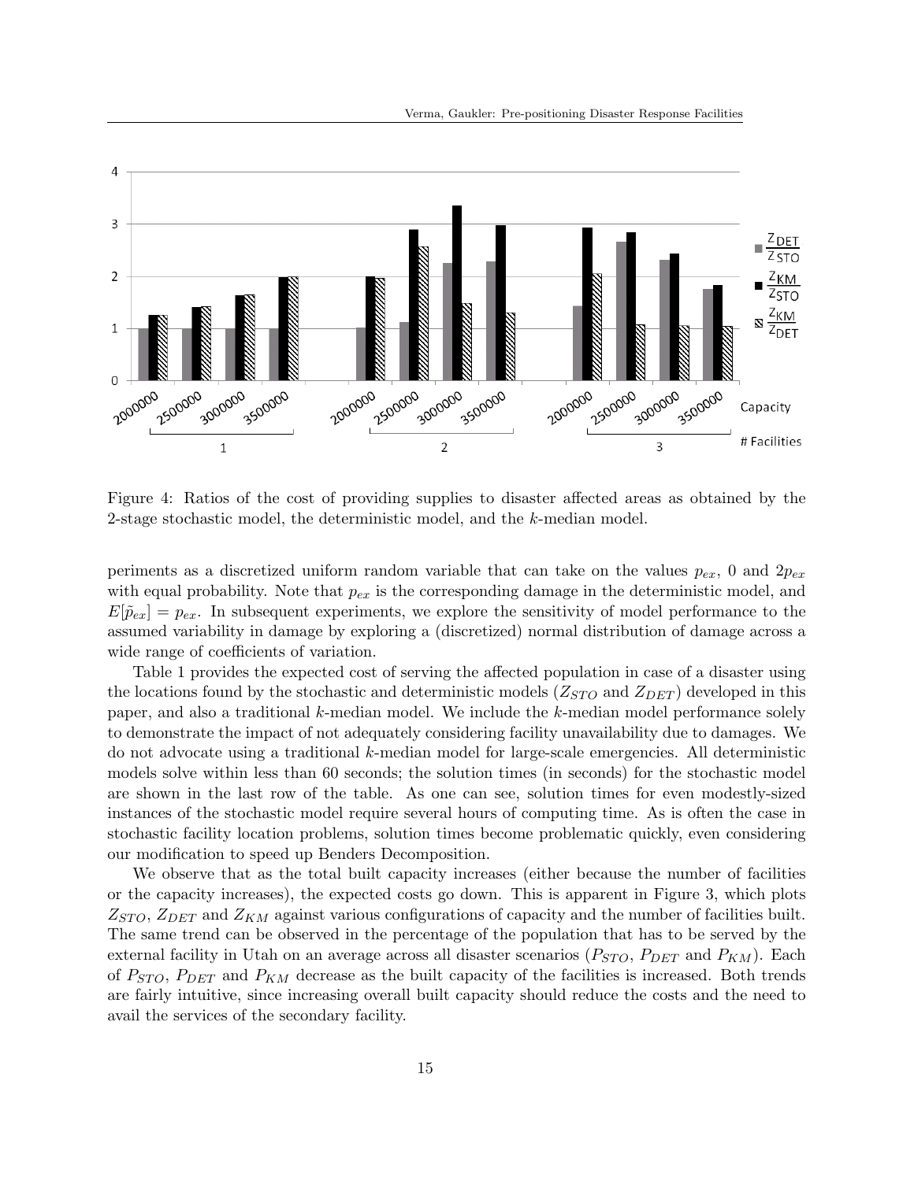Figure 4: Ratios of the cost of providing supplies to disaster affected areas as obtained by the 2-stage stochastic model, the deterministic model, and the $k$-median model.

periments as a discretized uniform random variable that can take on the values $p_{ex}$, 0 and $2p_{ex}$ with equal probability. Note that $p_{ex}$ is the corresponding damage in the deterministic model, and $E[\tilde{p}_{ex}] = p_{ex}$. In subsequent experiments, we explore the sensitivity of model performance to the assumed variability in damage by exploring a (discretized) normal distribution of damage across a wide range of coefficients of variation.

Table 1 provides the expected cost of serving the affected population in case of a disaster using the locations found by the stochastic and deterministic models ($Z_{STO}$ and $Z_{DET}$) developed in this paper, and also a traditional $k$-median model. We include the $k$-median model performance solely to demonstrate the impact of not adequately considering facility unavailability due to damages. We do not advocate using a traditional $k$-median model for large-scale emergencies. All deterministic models solve within less than 60 seconds; the solution times (in seconds) for the stochastic model are shown in the last row of the table. As one can see, solution times for even modestly-sized instances of the stochastic model require several hours of computing time. As is often the case in stochastic facility location problems, solution times become problematic quickly, even considering our modification to speed up Benders Decomposition.

We observe that as the total built capacity increases (either because the number of facilities or the capacity increases), the expected costs go down. This is apparent in Figure 3, which plots $Z_{STO}$, $Z_{DET}$ and $Z_{KM}$ against various configurations of capacity and the number of facilities built. The same trend can be observed in the percentage of the population that has to be served by the external facility in Utah on an average across all disaster scenarios ($P_{STO}$, $P_{DET}$ and $P_{KM}$). Each of $P_{STO}$, $P_{DET}$ and $P_{KM}$ decrease as the built capacity of the facilities is increased. Both trends are fairly intuitive, since increasing overall built capacity should reduce the costs and the need to avail the services of the secondary facility.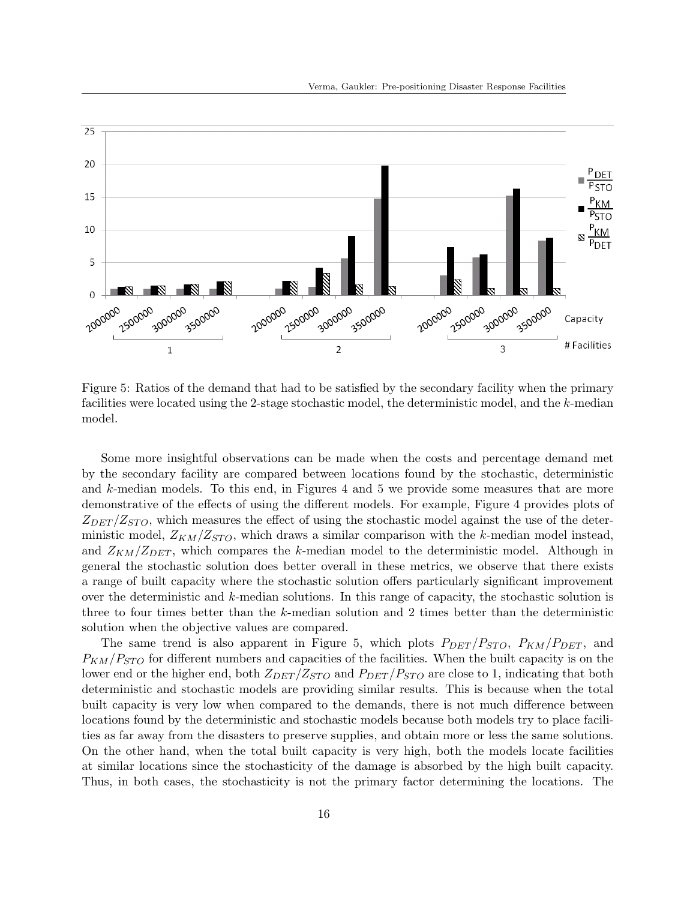Figure 5: Ratios of the demand that had to be satisfied by the secondary facility when the primary facilities were located using the 2-stage stochastic model, the deterministic model, and the $k$-median model.

Some more insightful observations can be made when the costs and percentage demand met by the secondary facility are compared between locations found by the stochastic, deterministic and $k$-median models. To this end, in Figures 4 and 5 we provide some measures that are more demonstrative of the effects of using the different models. For example, Figure 4 provides plots of $Z_{DET}/Z_{STO}$, which measures the effect of using the stochastic model against the use of the deterministic model, $Z_{KM}/Z_{STO}$, which draws a similar comparison with the $k$-median model instead, and $Z_{KM}/Z_{DET}$, which compares the $k$-median model to the deterministic model. Although in general the stochastic solution does better overall in these metrics, we observe that there exists a range of built capacity where the stochastic solution offers particularly significant improvement over the deterministic and $k$-median solutions. In this range of capacity, the stochastic solution is three to four times better than the $k$-median solution and 2 times better than the deterministic solution when the objective values are compared.

The same trend is also apparent in Figure 5, which plots $P_{DET}/P_{STO}$, $P_{KM}/P_{DET}$, and $P_{KM}/P_{STO}$ for different numbers and capacities of the facilities. When the built capacity is on the lower end or the higher end, both $Z_{DET}/Z_{STO}$ and $P_{DET}/P_{STO}$ are close to 1, indicating that both deterministic and stochastic models are providing similar results. This is because when the total built capacity is very low when compared to the demands, there is not much difference between locations found by the deterministic and stochastic models because both models try to place facilities as far away from the disasters to preserve supplies, and obtain more or less the same solutions. On the other hand, when the total built capacity is very high, both the models locate facilities at similar locations since the stochasticity of the damage is absorbed by the high built capacity. Thus, in both cases, the stochasticity is not the primary factor determining the locations. The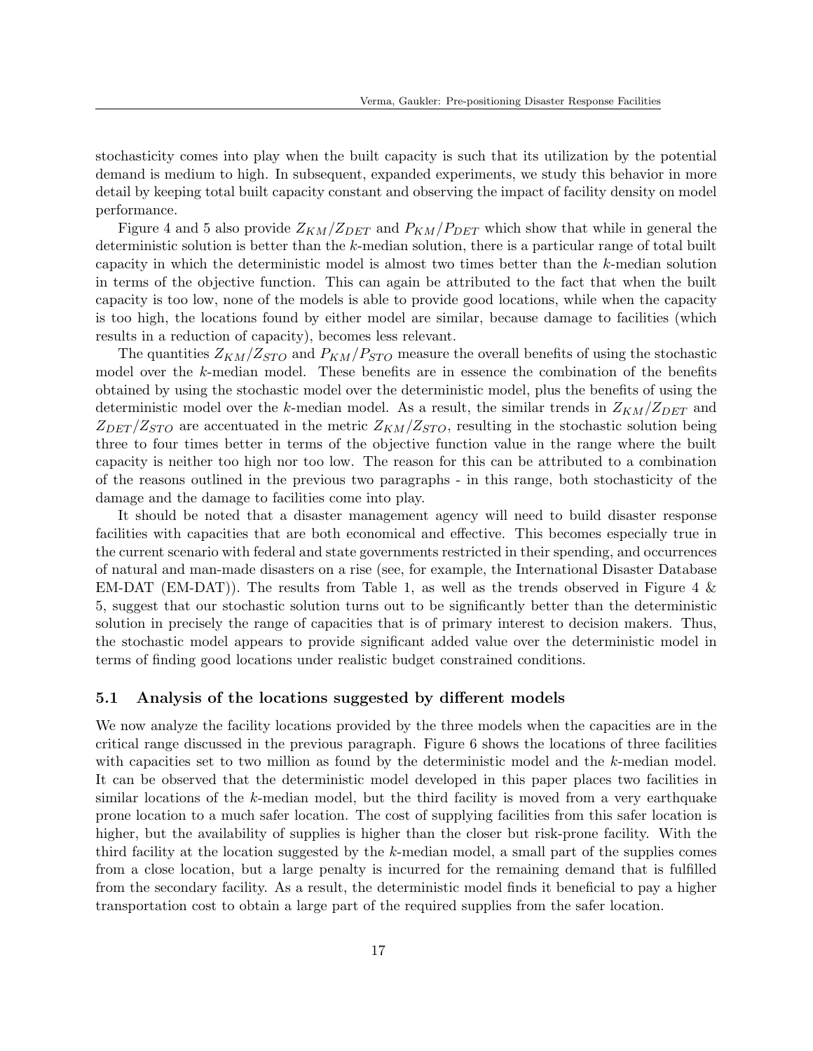stochasticity comes into play when the built capacity is such that its utilization by the potential demand is medium to high. In subsequent, expanded experiments, we study this behavior in more detail by keeping total built capacity constant and observing the impact of facility density on model performance.

Figure 4 and 5 also provide $Z_{KM}/Z_{DET}$ and $P_{KM}/P_{DET}$ which show that while in general the deterministic solution is better than the $k$-median solution, there is a particular range of total built capacity in which the deterministic model is almost two times better than the $k$-median solution in terms of the objective function. This can again be attributed to the fact that when the built capacity is too low, none of the models is able to provide good locations, while when the capacity is too high, the locations found by either model are similar, because damage to facilities (which results in a reduction of capacity), becomes less relevant.

The quantities $Z_{KM}/Z_{STO}$ and $P_{KM}/P_{STO}$ measure the overall benefits of using the stochastic model over the $k$-median model. These benefits are in essence the combination of the benefits obtained by using the stochastic model over the deterministic model, plus the benefits of using the deterministic model over the $k$-median model. As a result, the similar trends in $Z_{KM}/Z_{DET}$ and $Z_{DET}/Z_{STO}$ are accentuated in the metric $Z_{KM}/Z_{STO}$, resulting in the stochastic solution being three to four times better in terms of the objective function value in the range where the built capacity is neither too high nor too low. The reason for this can be attributed to a combination of the reasons outlined in the previous two paragraphs - in this range, both stochasticity of the damage and the damage to facilities come into play.

It should be noted that a disaster management agency will need to build disaster response facilities with capacities that are both economical and effective. This becomes especially true in the current scenario with federal and state governments restricted in their spending, and occurrences of natural and man-made disasters on a rise (see, for example, the International Disaster Database EM-DAT (EM-DAT)). The results from Table 1, as well as the trends observed in Figure 4 & 5, suggest that our stochastic solution turns out to be significantly better than the deterministic solution in precisely the range of capacities that is of primary interest to decision makers. Thus, the stochastic model appears to provide significant added value over the deterministic model in terms of finding good locations under realistic budget constrained conditions.

## 5.1 Analysis of the locations suggested by different models

We now analyze the facility locations provided by the three models when the capacities are in the critical range discussed in the previous paragraph. Figure 6 shows the locations of three facilities with capacities set to two million as found by the deterministic model and the $k$-median model. It can be observed that the deterministic model developed in this paper places two facilities in similar locations of the $k$-median model, but the third facility is moved from a very earthquake prone location to a much safer location. The cost of supplying facilities from this safer location is higher, but the availability of supplies is higher than the closer but risk-prone facility. With the third facility at the location suggested by the $k$-median model, a small part of the supplies comes from a close location, but a large penalty is incurred for the remaining demand that is fulfilled from the secondary facility. As a result, the deterministic model finds it beneficial to pay a higher transportation cost to obtain a large part of the required supplies from the safer location.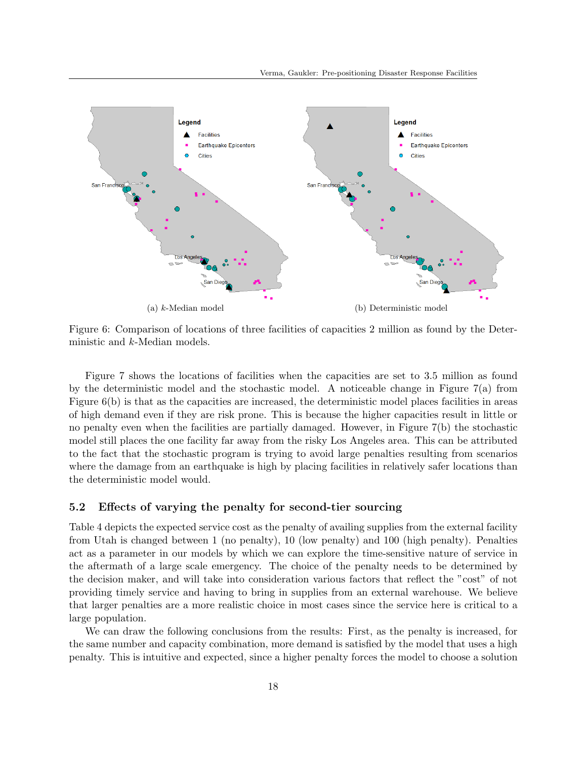(a) $k$-Median model

(b) Deterministic model

Figure 6: Comparison of locations of three facilities of capacities 2 million as found by the Deterministic and $k$-Median models.

Figure 7 shows the locations of facilities when the capacities are set to 3.5 million as found by the deterministic model and the stochastic model. A noticeable change in Figure 7(a) from Figure 6(b) is that as the capacities are increased, the deterministic model places facilities in areas of high demand even if they are risk prone. This is because the higher capacities result in little or no penalty even when the facilities are partially damaged. However, in Figure 7(b) the stochastic model still places the one facility far away from the risky Los Angeles area. This can be attributed to the fact that the stochastic program is trying to avoid large penalties resulting from scenarios where the damage from an earthquake is high by placing facilities in relatively safer locations than the deterministic model would.

### 5.2 Effects of varying the penalty for second-tier sourcing

Table 4 depicts the expected service cost as the penalty of availing supplies from the external facility from Utah is changed between 1 (no penalty), 10 (low penalty) and 100 (high penalty). Penalties act as a parameter in our models by which we can explore the time-sensitive nature of service in the aftermath of a large scale emergency. The choice of the penalty needs to be determined by the decision maker, and will take into consideration various factors that reflect the "cost" of not providing timely service and having to bring in supplies from an external warehouse. We believe that larger penalties are a more realistic choice in most cases since the service here is critical to a large population.

We can draw the following conclusions from the results: First, as the penalty is increased, for the same number and capacity combination, more demand is satisfied by the model that uses a high penalty. This is intuitive and expected, since a higher penalty forces the model to choose a solution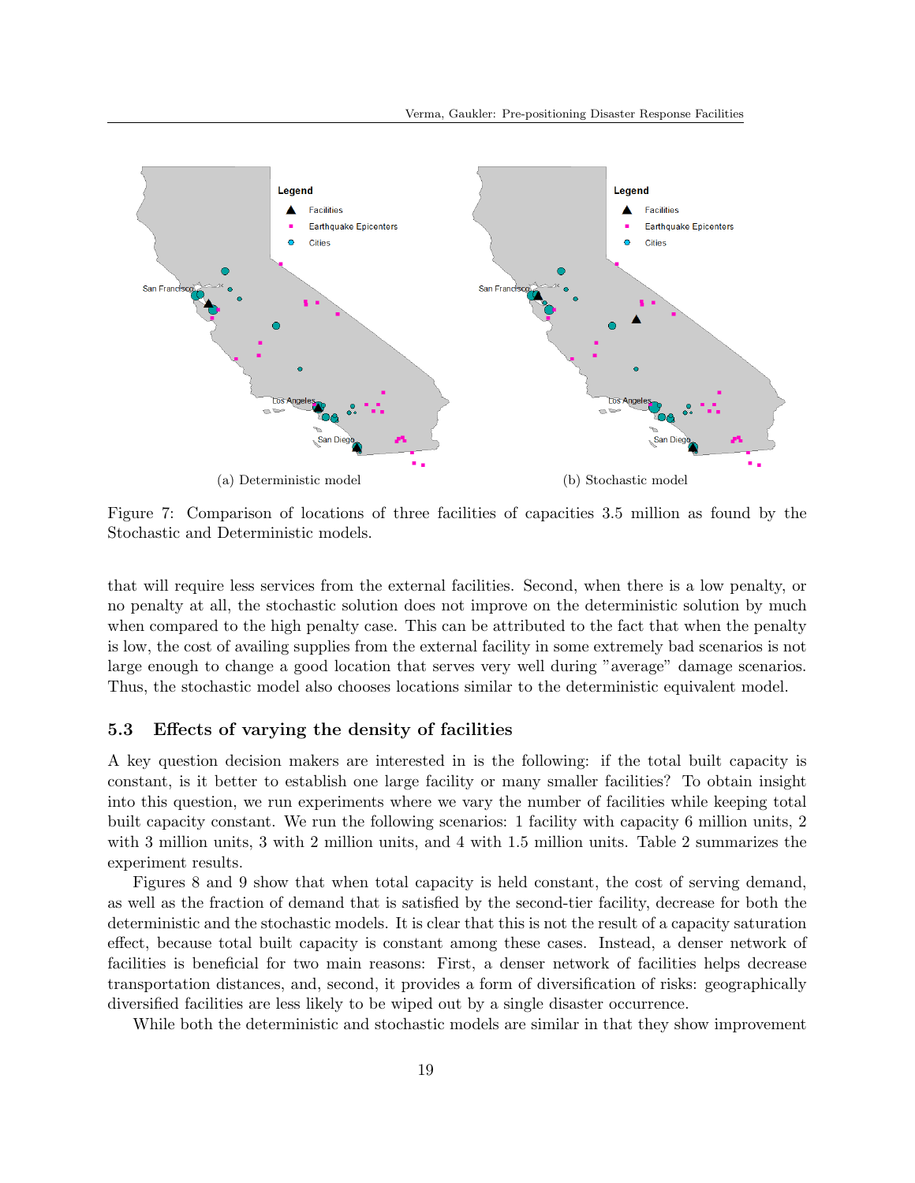(a) Deterministic model

(b) Stochastic model

Figure 7: Comparison of locations of three facilities of capacities 3.5 million as found by the Stochastic and Deterministic models.

that will require less services from the external facilities. Second, when there is a low penalty, or no penalty at all, the stochastic solution does not improve on the deterministic solution by much when compared to the high penalty case. This can be attributed to the fact that when the penalty is low, the cost of availing supplies from the external facility in some extremely bad scenarios is not large enough to change a good location that serves very well during "average" damage scenarios. Thus, the stochastic model also chooses locations similar to the deterministic equivalent model.

### 5.3 Effects of varying the density of facilities

A key question decision makers are interested in is the following: if the total built capacity is constant, is it better to establish one large facility or many smaller facilities? To obtain insight into this question, we run experiments where we vary the number of facilities while keeping total built capacity constant. We run the following scenarios: 1 facility with capacity 6 million units, 2 with 3 million units, 3 with 2 million units, and 4 with 1.5 million units. Table 2 summarizes the experiment results.

Figures 8 and 9 show that when total capacity is held constant, the cost of serving demand, as well as the fraction of demand that is satisfied by the second-tier facility, decrease for both the deterministic and the stochastic models. It is clear that this is not the result of a capacity saturation effect, because total built capacity is constant among these cases. Instead, a denser network of facilities is beneficial for two main reasons: First, a denser network of facilities helps decrease transportation distances, and, second, it provides a form of diversification of risks: geographically diversified facilities are less likely to be wiped out by a single disaster occurrence.

While both the deterministic and stochastic models are similar in that they show improvement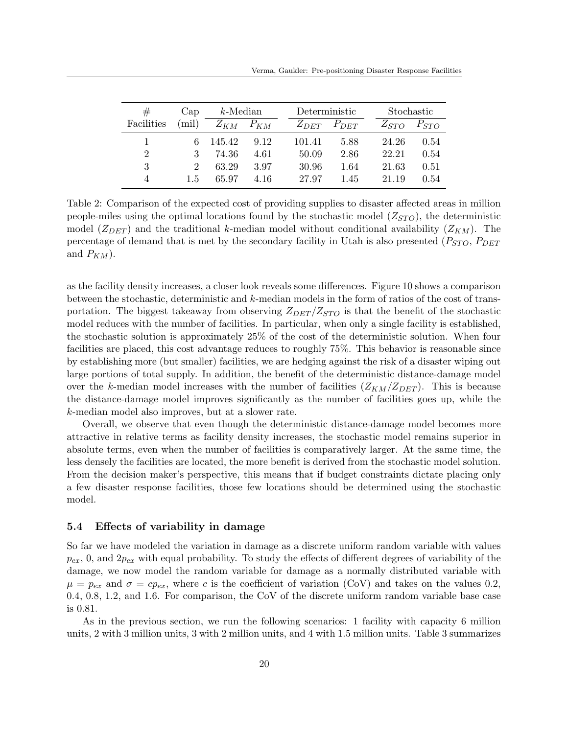| # Facilities | Cap (mil) | $k$-Median | | Deterministic | | Stochastic | |
|---|---|---|---|---|---|---|---|
| | | $Z_{KM}$ | $P_{KM}$ | $Z_{DET}$ | $P_{DET}$ | $Z_{STO}$ | $P_{STO}$ |
| 1 | 6 | 145.42 | 9.12 | 101.41 | 5.88 | 24.26 | 0.54 |
| 2 | 3 | 74.36 | 4.61 | 50.09 | 2.86 | 22.21 | 0.54 |
| 3 | 2 | 63.29 | 3.97 | 30.96 | 1.64 | 21.63 | 0.51 |
| 4 | 1.5 | 65.97 | 4.16 | 27.97 | 1.45 | 21.19 | 0.54 |

Table 2: Comparison of the expected cost of providing supplies to disaster affected areas in million people-miles using the optimal locations found by the stochastic model ($Z_{STO}$), the deterministic model ($Z_{DET}$) and the traditional $k$-median model without conditional availability ($Z_{KM}$). The percentage of demand that is met by the secondary facility in Utah is also presented ($P_{STO}$, $P_{DET}$ and $P_{KM}$).

as the facility density increases, a closer look reveals some differences. Figure 10 shows a comparison between the stochastic, deterministic and $k$-median models in the form of ratios of the cost of transportation. The biggest takeaway from observing $Z_{DET}/Z_{STO}$ is that the benefit of the stochastic model reduces with the number of facilities. In particular, when only a single facility is established, the stochastic solution is approximately 25% of the cost of the deterministic solution. When four facilities are placed, this cost advantage reduces to roughly 75%. This behavior is reasonable since by establishing more (but smaller) facilities, we are hedging against the risk of a disaster wiping out large portions of total supply. In addition, the benefit of the deterministic distance-damage model over the $k$-median model increases with the number of facilities ($Z_{KM}/Z_{DET}$). This is because the distance-damage model improves significantly as the number of facilities goes up, while the $k$-median model also improves, but at a slower rate.

Overall, we observe that even though the deterministic distance-damage model becomes more attractive in relative terms as facility density increases, the stochastic model remains superior in absolute terms, even when the number of facilities is comparatively larger. At the same time, the less densely the facilities are located, the more benefit is derived from the stochastic model solution. From the decision maker's perspective, this means that if budget constraints dictate placing only a few disaster response facilities, those few locations should be determined using the stochastic model.

### 5.4 Effects of variability in damage

So far we have modeled the variation in damage as a discrete uniform random variable with values $p_{ex}$, 0, and $2p_{ex}$ with equal probability. To study the effects of different degrees of variability of the damage, we now model the random variable for damage as a normally distributed variable with $\mu = p_{ex}$ and $\sigma = cp_{ex}$, where $c$ is the coefficient of variation (CoV) and takes on the values 0.2, 0.4, 0.8, 1.2, and 1.6. For comparison, the CoV of the discrete uniform random variable base case is 0.81.

As in the previous section, we run the following scenarios: 1 facility with capacity 6 million units, 2 with 3 million units, 3 with 2 million units, and 4 with 1.5 million units. Table 3 summarizes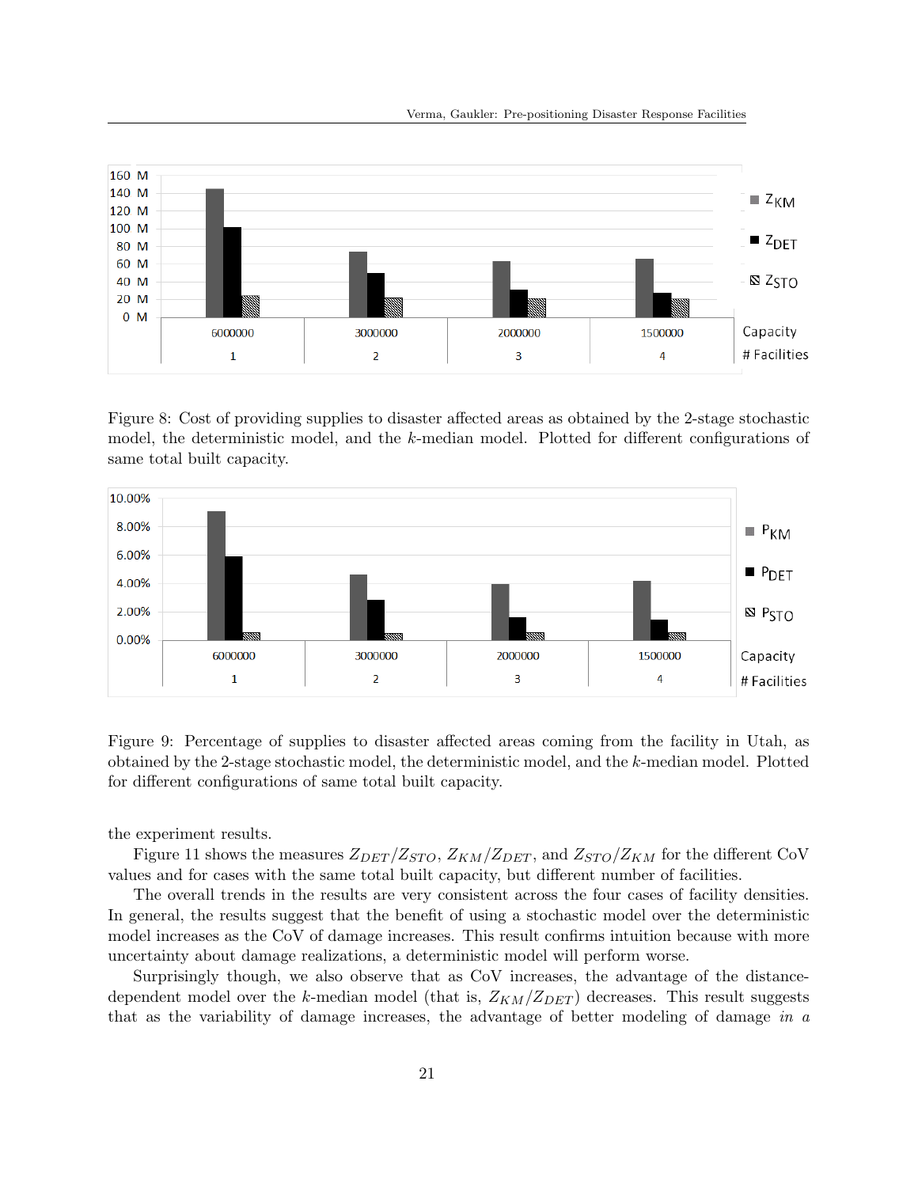Figure 8: Cost of providing supplies to disaster affected areas as obtained by the 2-stage stochastic model, the deterministic model, and the $k$-median model. Plotted for different configurations of same total built capacity.

Figure 9: Percentage of supplies to disaster affected areas coming from the facility in Utah, as obtained by the 2-stage stochastic model, the deterministic model, and the $k$-median model. Plotted for different configurations of same total built capacity.

the experiment results.

Figure 11 shows the measures $Z_{DET}/Z_{STO}$, $Z_{KM}/Z_{DET}$, and $Z_{STO}/Z_{KM}$ for the different CoV values and for cases with the same total built capacity, but different number of facilities.

The overall trends in the results are very consistent across the four cases of facility densities. In general, the results suggest that the benefit of using a stochastic model over the deterministic model increases as the CoV of damage increases. This result confirms intuition because with more uncertainty about damage realizations, a deterministic model will perform worse.

Surprisingly though, we also observe that as CoV increases, the advantage of the distance-dependent model over the $k$-median model (that is, $Z_{KM}/Z_{DET}$) decreases. This result suggests that as the variability of damage increases, the advantage of better modeling of damage *in a*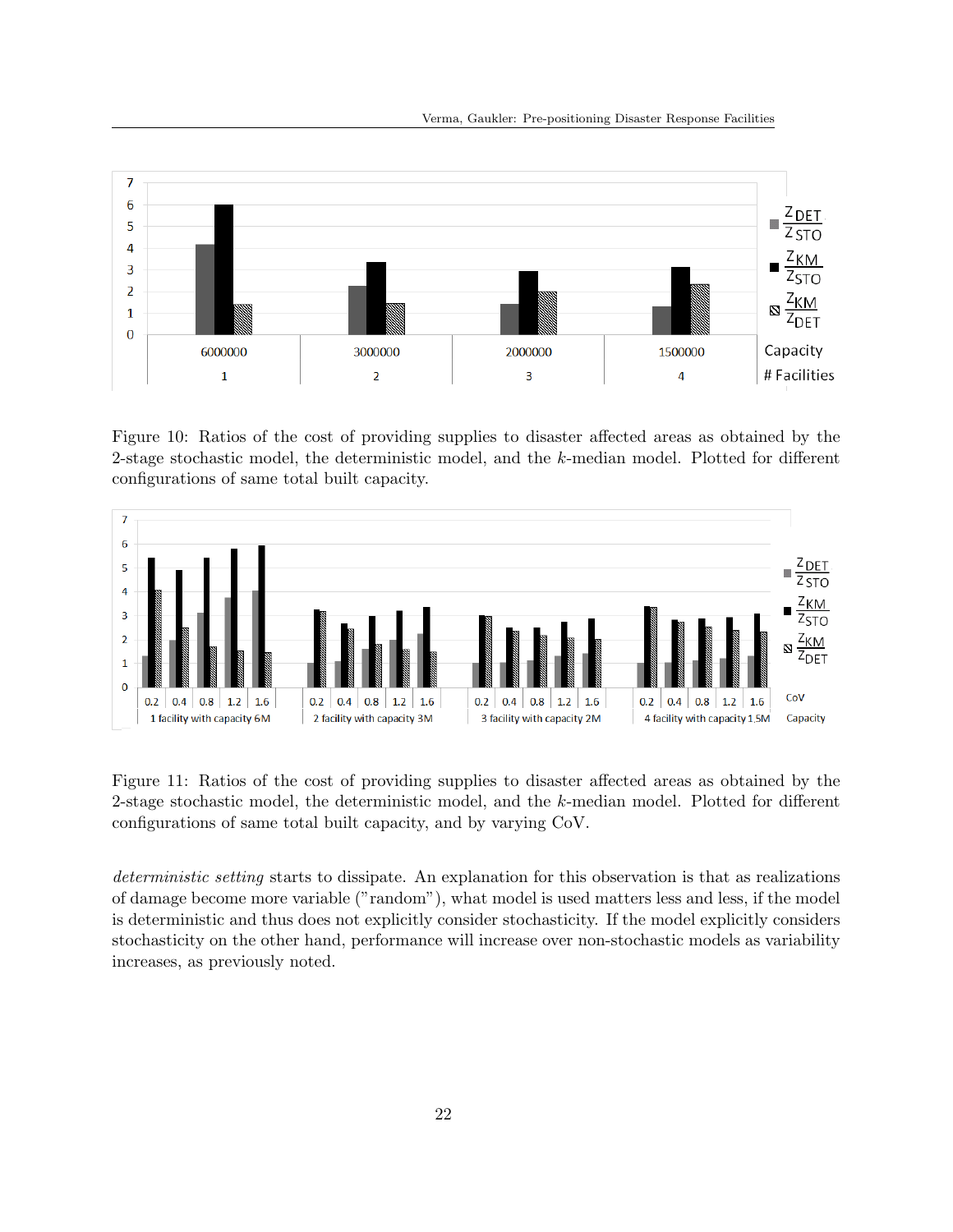Figure 10: Ratios of the cost of providing supplies to disaster affected areas as obtained by the 2-stage stochastic model, the deterministic model, and the $k$-median model. Plotted for different configurations of same total built capacity.

Figure 11: Ratios of the cost of providing supplies to disaster affected areas as obtained by the 2-stage stochastic model, the deterministic model, and the $k$-median model. Plotted for different configurations of same total built capacity, and by varying CoV.

*deterministic setting* starts to dissipate. An explanation for this observation is that as realizations of damage become more variable ("random"), what model is used matters less and less, if the model is deterministic and thus does not explicitly consider stochasticity. If the model explicitly considers stochasticity on the other hand, performance will increase over non-stochastic models as variability increases, as previously noted.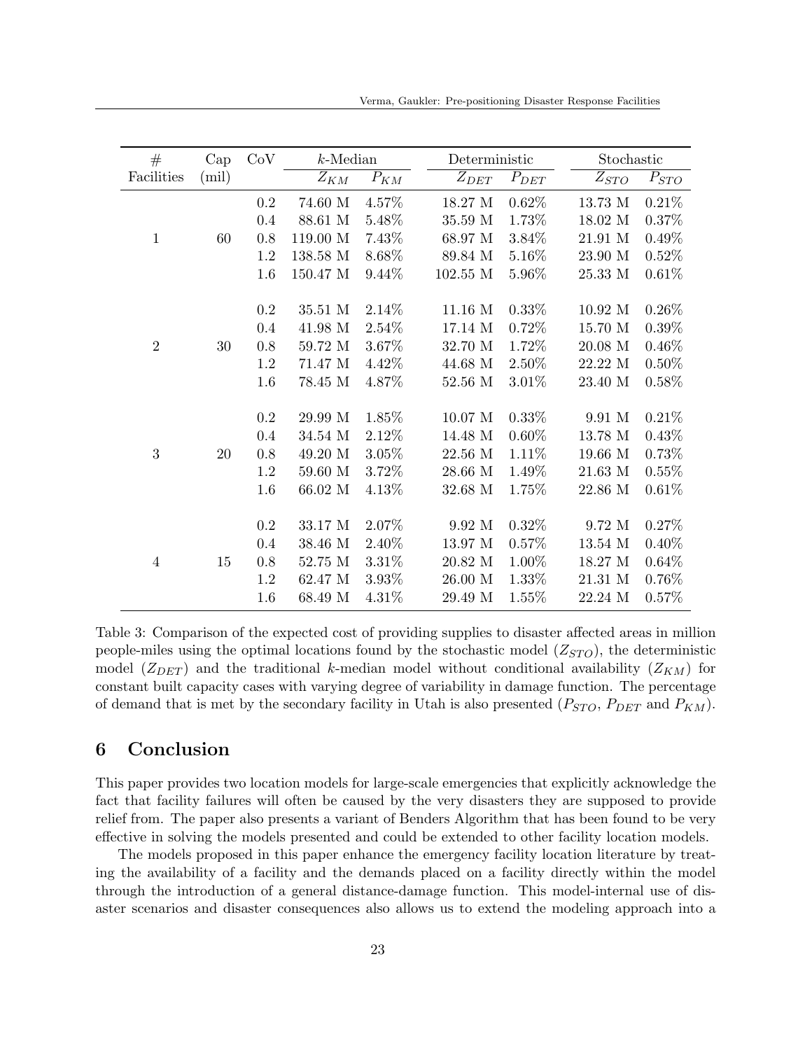| # Facilities | Cap (mil) | CoV | $k$-Median | | Deterministic | | Stochastic | |
|---|---|---|---|---|---|---|---|---|
| | | | $Z_{KM}$ | $P_{KM}$ | $Z_{DET}$ | $P_{DET}$ | $Z_{STO}$ | $P_{STO}$ |
| 1 | 60 | 0.2 | 74.60 M | 4.57% | 18.27 M | 0.62% | 13.73 M | 0.21% |
| | | 0.4 | 88.61 M | 5.48% | 35.59 M | 1.73% | 18.02 M | 0.37% |
| | | 0.8 | 119.00 M | 7.43% | 68.97 M | 3.84% | 21.91 M | 0.49% |
| | | 1.2 | 138.58 M | 8.68% | 89.84 M | 5.16% | 23.90 M | 0.52% |
| | | 1.6 | 150.47 M | 9.44% | 102.55 M | 5.96% | 25.33 M | 0.61% |
| 2 | 30 | 0.2 | 35.51 M | 2.14% | 11.16 M | 0.33% | 10.92 M | 0.26% |
| | | 0.4 | 41.98 M | 2.54% | 17.14 M | 0.72% | 15.70 M | 0.39% |
| | | 0.8 | 59.72 M | 3.67% | 32.70 M | 1.72% | 20.08 M | 0.46% |
| | | 1.2 | 71.47 M | 4.42% | 44.68 M | 2.50% | 22.22 M | 0.50% |
| | | 1.6 | 78.45 M | 4.87% | 52.56 M | 3.01% | 23.40 M | 0.58% |
| 3 | 20 | 0.2 | 29.99 M | 1.85% | 10.07 M | 0.33% | 9.91 M | 0.21% |
| | | 0.4 | 34.54 M | 2.12% | 14.48 M | 0.60% | 13.78 M | 0.43% |
| | | 0.8 | 49.20 M | 3.05% | 22.56 M | 1.11% | 19.66 M | 0.73% |
| | | 1.2 | 59.60 M | 3.72% | 28.66 M | 1.49% | 21.63 M | 0.55% |
| | | 1.6 | 66.02 M | 4.13% | 32.68 M | 1.75% | 22.86 M | 0.61% |
| 4 | 15 | 0.2 | 33.17 M | 2.07% | 9.92 M | 0.32% | 9.72 M | 0.27% |
| | | 0.4 | 38.46 M | 2.40% | 13.97 M | 0.57% | 13.54 M | 0.40% |
| | | 0.8 | 52.75 M | 3.31% | 20.82 M | 1.00% | 18.27 M | 0.64% |
| | | 1.2 | 62.47 M | 3.93% | 26.00 M | 1.33% | 21.31 M | 0.76% |
| | | 1.6 | 68.49 M | 4.31% | 29.49 M | 1.55% | 22.24 M | 0.57% |

Table 3: Comparison of the expected cost of providing supplies to disaster affected areas in million people-miles using the optimal locations found by the stochastic model ($Z_{STO}$), the deterministic model ($Z_{DET}$) and the traditional $k$-median model without conditional availability ($Z_{KM}$) for constant built capacity cases with varying degree of variability in damage function. The percentage of demand that is met by the secondary facility in Utah is also presented ($P_{STO}$, $P_{DET}$ and $P_{KM}$).

## 6 Conclusion

This paper provides two location models for large-scale emergencies that explicitly acknowledge the fact that facility failures will often be caused by the very disasters they are supposed to provide relief from. The paper also presents a variant of Benders Algorithm that has been found to be very effective in solving the models presented and could be extended to other facility location models.

The models proposed in this paper enhance the emergency facility location literature by treating the availability of a facility and the demands placed on a facility directly within the model through the introduction of a general distance-damage function. This model-internal use of disaster scenarios and disaster consequences also allows us to extend the modeling approach into a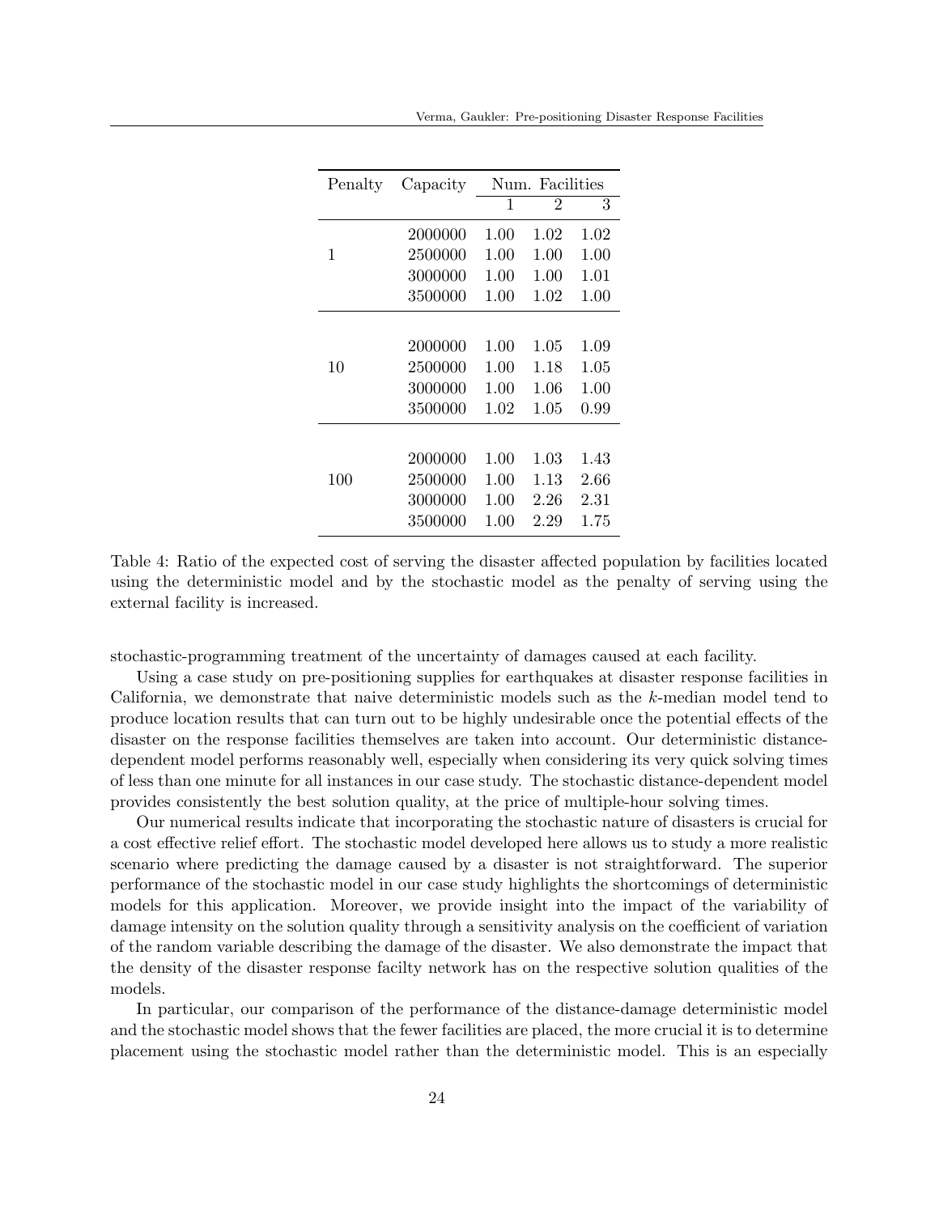| Penalty | Capacity | Num. Facilities | | |
|---|---|---|---|---|
| | | 1 | 2 | 3 |
| 1 | 2000000 | 1.00 | 1.02 | 1.02 |
| | 2500000 | 1.00 | 1.00 | 1.00 |
| | 3000000 | 1.00 | 1.00 | 1.01 |
| | 3500000 | 1.00 | 1.02 | 1.00 |
| 10 | 2000000 | 1.00 | 1.05 | 1.09 |
| | 2500000 | 1.00 | 1.18 | 1.05 |
| | 3000000 | 1.00 | 1.06 | 1.00 |
| | 3500000 | 1.02 | 1.05 | 0.99 |
| 100 | 2000000 | 1.00 | 1.03 | 1.43 |
| | 2500000 | 1.00 | 1.13 | 2.66 |
| | 3000000 | 1.00 | 2.26 | 2.31 |
| | 3500000 | 1.00 | 2.29 | 1.75 |

Table 4: Ratio of the expected cost of serving the disaster affected population by facilities located using the deterministic model and by the stochastic model as the penalty of serving using the external facility is increased.

stochastic-programming treatment of the uncertainty of damages caused at each facility.

Using a case study on pre-positioning supplies for earthquakes at disaster response facilities in California, we demonstrate that naive deterministic models such as the $k$-median model tend to produce location results that can turn out to be highly undesirable once the potential effects of the disaster on the response facilities themselves are taken into account. Our deterministic distance-dependent model performs reasonably well, especially when considering its very quick solving times of less than one minute for all instances in our case study. The stochastic distance-dependent model provides consistently the best solution quality, at the price of multiple-hour solving times.

Our numerical results indicate that incorporating the stochastic nature of disasters is crucial for a cost effective relief effort. The stochastic model developed here allows us to study a more realistic scenario where predicting the damage caused by a disaster is not straightforward. The superior performance of the stochastic model in our case study highlights the shortcomings of deterministic models for this application. Moreover, we provide insight into the impact of the variability of damage intensity on the solution quality through a sensitivity analysis on the coefficient of variation of the random variable describing the damage of the disaster. We also demonstrate the impact that the density of the disaster response facilty network has on the respective solution qualities of the models.

In particular, our comparison of the performance of the distance-damage deterministic model and the stochastic model shows that the fewer facilities are placed, the more crucial it is to determine placement using the stochastic model rather than the deterministic model. This is an especially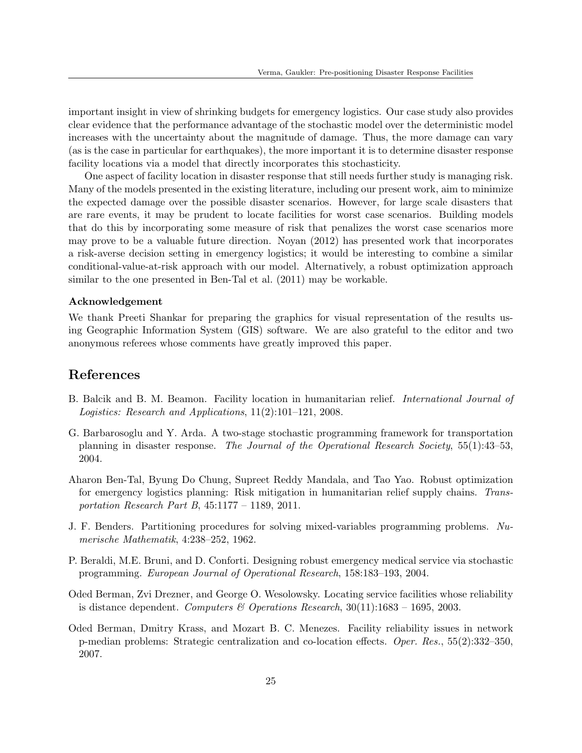important insight in view of shrinking budgets for emergency logistics. Our case study also provides clear evidence that the performance advantage of the stochastic model over the deterministic model increases with the uncertainty about the magnitude of damage. Thus, the more damage can vary (as is the case in particular for earthquakes), the more important it is to determine disaster response facility locations via a model that directly incorporates this stochasticity.

One aspect of facility location in disaster response that still needs further study is managing risk. Many of the models presented in the existing literature, including our present work, aim to minimize the expected damage over the possible disaster scenarios. However, for large scale disasters that are rare events, it may be prudent to locate facilities for worst case scenarios. Building models that do this by incorporating some measure of risk that penalizes the worst case scenarios more may prove to be a valuable future direction. Noyan (2012) has presented work that incorporates a risk-averse decision setting in emergency logistics; it would be interesting to combine a similar conditional-value-at-risk approach with our model. Alternatively, a robust optimization approach similar to the one presented in Ben-Tal et al. (2011) may be workable.

#### Acknowledgement

We thank Preeti Shankar for preparing the graphics for visual representation of the results using Geographic Information System (GIS) software. We are also grateful to the editor and two anonymous referees whose comments have greatly improved this paper.

## References

B. Balcik and B. M. Beamon. Facility location in humanitarian relief. *International Journal of Logistics: Research and Applications*, 11(2):101–121, 2008.

G. Barbarosoglu and Y. Arda. A two-stage stochastic programming framework for transportation planning in disaster response. *The Journal of the Operational Research Society*, 55(1):43–53, 2004.

Aharon Ben-Tal, Byung Do Chung, Supreet Reddy Mandala, and Tao Yao. Robust optimization for emergency logistics planning: Risk mitigation in humanitarian relief supply chains. *Transportation Research Part B*, 45:1177 – 1189, 2011.

J. F. Benders. Partitioning procedures for solving mixed-variables programming problems. *Numerische Mathematik*, 4:238–252, 1962.

P. Beraldi, M.E. Bruni, and D. Conforti. Designing robust emergency medical service via stochastic programming. *European Journal of Operational Research*, 158:183–193, 2004.

Oded Berman, Zvi Drezner, and George O. Wesolowsky. Locating service facilities whose reliability is distance dependent. *Computers & Operations Research*, 30(11):1683 – 1695, 2003.

Oded Berman, Dmitry Krass, and Mozart B. C. Menezes. Facility reliability issues in network p-median problems: Strategic centralization and co-location effects. *Oper. Res.*, 55(2):332–350, 2007.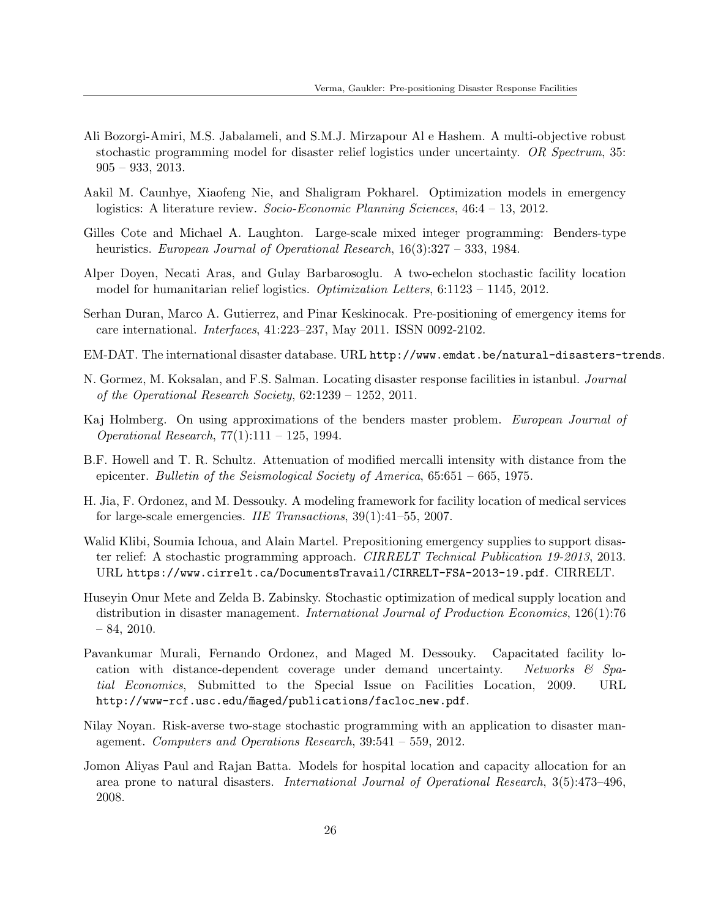Ali Bozorgi-Amiri, M.S. Jabalameli, and S.M.J. Mirzapour Al e Hashem. A multi-objective robust stochastic programming model for disaster relief logistics under uncertainty. *OR Spectrum*, 35: 905 – 933, 2013.

Aakil M. Caunhye, Xiaofeng Nie, and Shaligram Pokharel. Optimization models in emergency logistics: A literature review. *Socio-Economic Planning Sciences*, 46:4 – 13, 2012.

Gilles Cote and Michael A. Laughton. Large-scale mixed integer programming: Benders-type heuristics. *European Journal of Operational Research*, 16(3):327 – 333, 1984.

Alper Doyen, Necati Aras, and Gulay Barbarosoglu. A two-echelon stochastic facility location model for humanitarian relief logistics. *Optimization Letters*, 6:1123 – 1145, 2012.

Serhan Duran, Marco A. Gutierrez, and Pinar Keskinocak. Pre-positioning of emergency items for care international. *Interfaces*, 41:223–237, May 2011. ISSN 0092-2102.

EM-DAT. The international disaster database. URL `http://www.emdat.be/natural-disasters-trends`.

N. Gormez, M. Koksalan, and F.S. Salman. Locating disaster response facilities in istanbul. *Journal of the Operational Research Society*, 62:1239 – 1252, 2011.

Kaj Holmberg. On using approximations of the benders master problem. *European Journal of Operational Research*, 77(1):111 – 125, 1994.

B.F. Howell and T. R. Schultz. Attenuation of modified mercalli intensity with distance from the epicenter. *Bulletin of the Seismological Society of America*, 65:651 – 665, 1975.

H. Jia, F. Ordonez, and M. Dessouky. A modeling framework for facility location of medical services for large-scale emergencies. *IIE Transactions*, 39(1):41–55, 2007.

Walid Klibi, Soumia Ichoua, and Alain Martel. Prepositioning emergency supplies to support disaster relief: A stochastic programming approach. *CIRRELT Technical Publication 19-2013*, 2013. URL `https://www.cirrelt.ca/DocumentsTravail/CIRRELT-FSA-2013-19.pdf`. CIRRELT.

Huseyin Onur Mete and Zelda B. Zabinsky. Stochastic optimization of medical supply location and distribution in disaster management. *International Journal of Production Economics*, 126(1):76 – 84, 2010.

Pavankumar Murali, Fernando Ordonez, and Maged M. Dessouky. Capacitated facility location with distance-dependent coverage under demand uncertainty. *Networks & Spatial Economics*, Submitted to the Special Issue on Facilities Location, 2009. URL `http://www-rcf.usc.edu/~maged/publications/facloc_new.pdf`.

Nilay Noyan. Risk-averse two-stage stochastic programming with an application to disaster management. *Computers and Operations Research*, 39:541 – 559, 2012.

Jomon Aliyas Paul and Rajan Batta. Models for hospital location and capacity allocation for an area prone to natural disasters. *International Journal of Operational Research*, 3(5):473–496, 2008.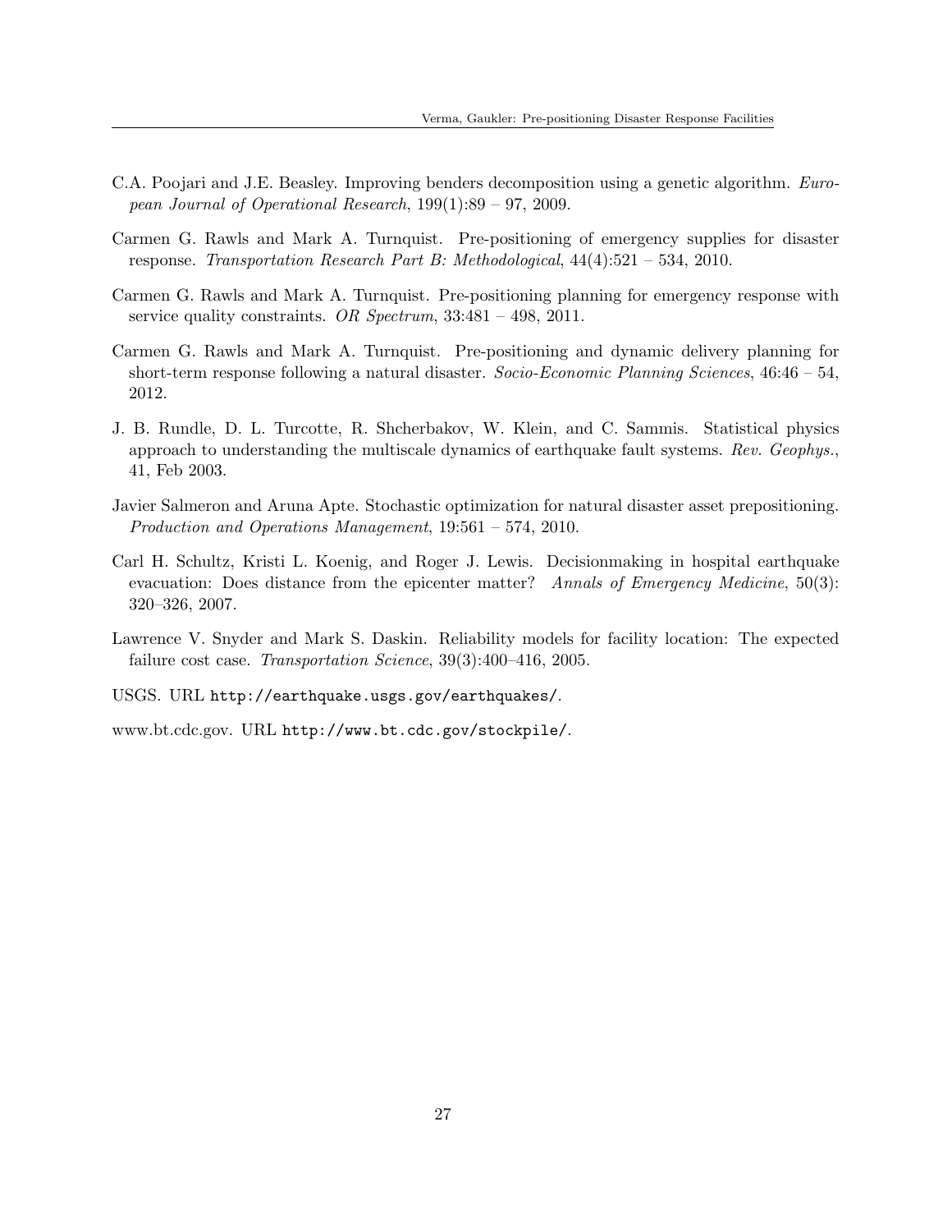C.A. Poojari and J.E. Beasley. Improving benders decomposition using a genetic algorithm. *European Journal of Operational Research*, 199(1):89 – 97, 2009.

Carmen G. Rawls and Mark A. Turnquist. Pre-positioning of emergency supplies for disaster response. *Transportation Research Part B: Methodological*, 44(4):521 – 534, 2010.

Carmen G. Rawls and Mark A. Turnquist. Pre-positioning planning for emergency response with service quality constraints. *OR Spectrum*, 33:481 – 498, 2011.

Carmen G. Rawls and Mark A. Turnquist. Pre-positioning and dynamic delivery planning for short-term response following a natural disaster. *Socio-Economic Planning Sciences*, 46:46 – 54, 2012.

J. B. Rundle, D. L. Turcotte, R. Shcherbakov, W. Klein, and C. Sammis. Statistical physics approach to understanding the multiscale dynamics of earthquake fault systems. *Rev. Geophys.*, 41, Feb 2003.

Javier Salmeron and Aruna Apte. Stochastic optimization for natural disaster asset prepositioning. *Production and Operations Management*, 19:561 – 574, 2010.

Carl H. Schultz, Kristi L. Koenig, and Roger J. Lewis. Decisionmaking in hospital earthquake evacuation: Does distance from the epicenter matter? *Annals of Emergency Medicine*, 50(3): 320–326, 2007.

Lawrence V. Snyder and Mark S. Daskin. Reliability models for facility location: The expected failure cost case. *Transportation Science*, 39(3):400–416, 2005.

USGS. URL `http://earthquake.usgs.gov/earthquakes/`.

www.bt.cdc.gov. URL `http://www.bt.cdc.gov/stockpile/`.